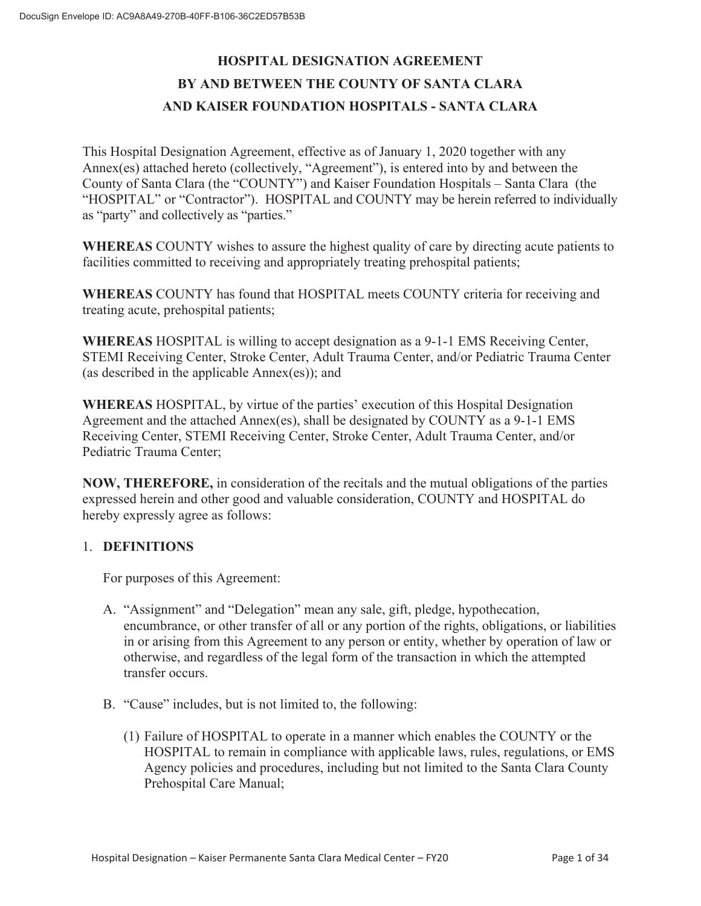# HOSPITAL DESIGNATION AGREEMENT
# BY AND BETWEEN THE COUNTY OF SANTA CLARA
# AND KAISER FOUNDATION HOSPITALS - SANTA CLARA

This Hospital Designation Agreement, effective as of January 1, 2020 together with any Annex(es) attached hereto (collectively, "Agreement"), is entered into by and between the County of Santa Clara (the "COUNTY") and Kaiser Foundation Hospitals – Santa Clara (the "HOSPITAL" or "Contractor"). HOSPITAL and COUNTY may be herein referred to individually as "party" and collectively as "parties."

**WHEREAS** COUNTY wishes to assure the highest quality of care by directing acute patients to facilities committed to receiving and appropriately treating prehospital patients;

**WHEREAS** COUNTY has found that HOSPITAL meets COUNTY criteria for receiving and treating acute, prehospital patients;

**WHEREAS** HOSPITAL is willing to accept designation as a 9-1-1 EMS Receiving Center, STEMI Receiving Center, Stroke Center, Adult Trauma Center, and/or Pediatric Trauma Center (as described in the applicable Annex(es)); and

**WHEREAS** HOSPITAL, by virtue of the parties' execution of this Hospital Designation Agreement and the attached Annex(es), shall be designated by COUNTY as a 9-1-1 EMS Receiving Center, STEMI Receiving Center, Stroke Center, Adult Trauma Center, and/or Pediatric Trauma Center;

**NOW, THEREFORE,** in consideration of the recitals and the mutual obligations of the parties expressed herein and other good and valuable consideration, COUNTY and HOSPITAL do hereby expressly agree as follows:

## 1. DEFINITIONS

For purposes of this Agreement:

A. "Assignment" and "Delegation" mean any sale, gift, pledge, hypothecation, encumbrance, or other transfer of all or any portion of the rights, obligations, or liabilities in or arising from this Agreement to any person or entity, whether by operation of law or otherwise, and regardless of the legal form of the transaction in which the attempted transfer occurs.

B. "Cause" includes, but is not limited to, the following:

   (1) Failure of HOSPITAL to operate in a manner which enables the COUNTY or the HOSPITAL to remain in compliance with applicable laws, rules, regulations, or EMS Agency policies and procedures, including but not limited to the Santa Clara County Prehospital Care Manual;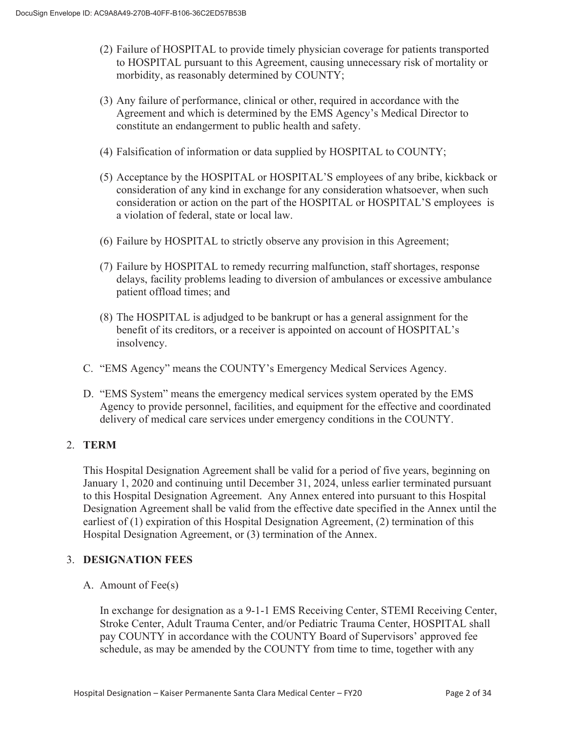(2) Failure of HOSPITAL to provide timely physician coverage for patients transported to HOSPITAL pursuant to this Agreement, causing unnecessary risk of mortality or morbidity, as reasonably determined by COUNTY;

(3) Any failure of performance, clinical or other, required in accordance with the Agreement and which is determined by the EMS Agency's Medical Director to constitute an endangerment to public health and safety.

(4) Falsification of information or data supplied by HOSPITAL to COUNTY;

(5) Acceptance by the HOSPITAL or HOSPITAL'S employees of any bribe, kickback or consideration of any kind in exchange for any consideration whatsoever, when such consideration or action on the part of the HOSPITAL or HOSPITAL'S employees is a violation of federal, state or local law.

(6) Failure by HOSPITAL to strictly observe any provision in this Agreement;

(7) Failure by HOSPITAL to remedy recurring malfunction, staff shortages, response delays, facility problems leading to diversion of ambulances or excessive ambulance patient offload times; and

(8) The HOSPITAL is adjudged to be bankrupt or has a general assignment for the benefit of its creditors, or a receiver is appointed on account of HOSPITAL's insolvency.

C. "EMS Agency" means the COUNTY's Emergency Medical Services Agency.

D. "EMS System" means the emergency medical services system operated by the EMS Agency to provide personnel, facilities, and equipment for the effective and coordinated delivery of medical care services under emergency conditions in the COUNTY.

## 2. TERM

This Hospital Designation Agreement shall be valid for a period of five years, beginning on January 1, 2020 and continuing until December 31, 2024, unless earlier terminated pursuant to this Hospital Designation Agreement. Any Annex entered into pursuant to this Hospital Designation Agreement shall be valid from the effective date specified in the Annex until the earliest of (1) expiration of this Hospital Designation Agreement, (2) termination of this Hospital Designation Agreement, or (3) termination of the Annex.

## 3. DESIGNATION FEES

A. Amount of Fee(s)

In exchange for designation as a 9-1-1 EMS Receiving Center, STEMI Receiving Center, Stroke Center, Adult Trauma Center, and/or Pediatric Trauma Center, HOSPITAL shall pay COUNTY in accordance with the COUNTY Board of Supervisors' approved fee schedule, as may be amended by the COUNTY from time to time, together with any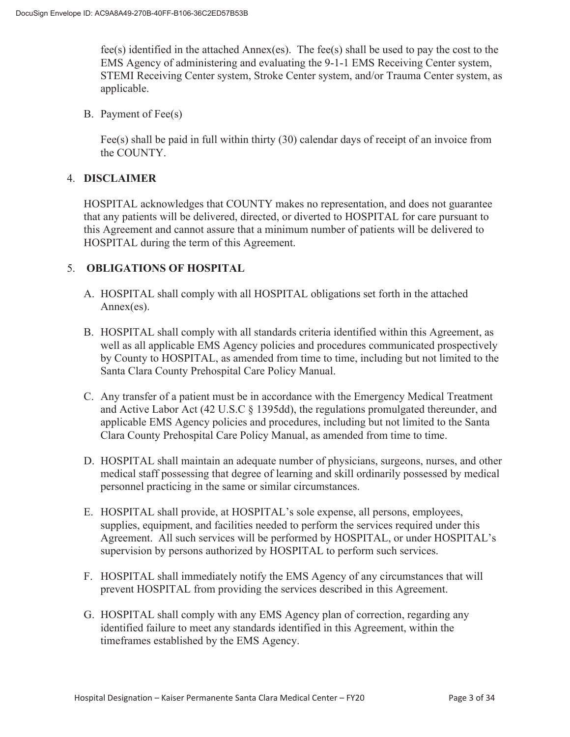fee(s) identified in the attached Annex(es). The fee(s) shall be used to pay the cost to the EMS Agency of administering and evaluating the 9-1-1 EMS Receiving Center system, STEMI Receiving Center system, Stroke Center system, and/or Trauma Center system, as applicable.

B. Payment of Fee(s)

Fee(s) shall be paid in full within thirty (30) calendar days of receipt of an invoice from the COUNTY.

4. **DISCLAIMER**

HOSPITAL acknowledges that COUNTY makes no representation, and does not guarantee that any patients will be delivered, directed, or diverted to HOSPITAL for care pursuant to this Agreement and cannot assure that a minimum number of patients will be delivered to HOSPITAL during the term of this Agreement.

5. **OBLIGATIONS OF HOSPITAL**

A. HOSPITAL shall comply with all HOSPITAL obligations set forth in the attached Annex(es).

B. HOSPITAL shall comply with all standards criteria identified within this Agreement, as well as all applicable EMS Agency policies and procedures communicated prospectively by County to HOSPITAL, as amended from time to time, including but not limited to the Santa Clara County Prehospital Care Policy Manual.

C. Any transfer of a patient must be in accordance with the Emergency Medical Treatment and Active Labor Act (42 U.S.C § 1395dd), the regulations promulgated thereunder, and applicable EMS Agency policies and procedures, including but not limited to the Santa Clara County Prehospital Care Policy Manual, as amended from time to time.

D. HOSPITAL shall maintain an adequate number of physicians, surgeons, nurses, and other medical staff possessing that degree of learning and skill ordinarily possessed by medical personnel practicing in the same or similar circumstances.

E. HOSPITAL shall provide, at HOSPITAL's sole expense, all persons, employees, supplies, equipment, and facilities needed to perform the services required under this Agreement. All such services will be performed by HOSPITAL, or under HOSPITAL's supervision by persons authorized by HOSPITAL to perform such services.

F. HOSPITAL shall immediately notify the EMS Agency of any circumstances that will prevent HOSPITAL from providing the services described in this Agreement.

G. HOSPITAL shall comply with any EMS Agency plan of correction, regarding any identified failure to meet any standards identified in this Agreement, within the timeframes established by the EMS Agency.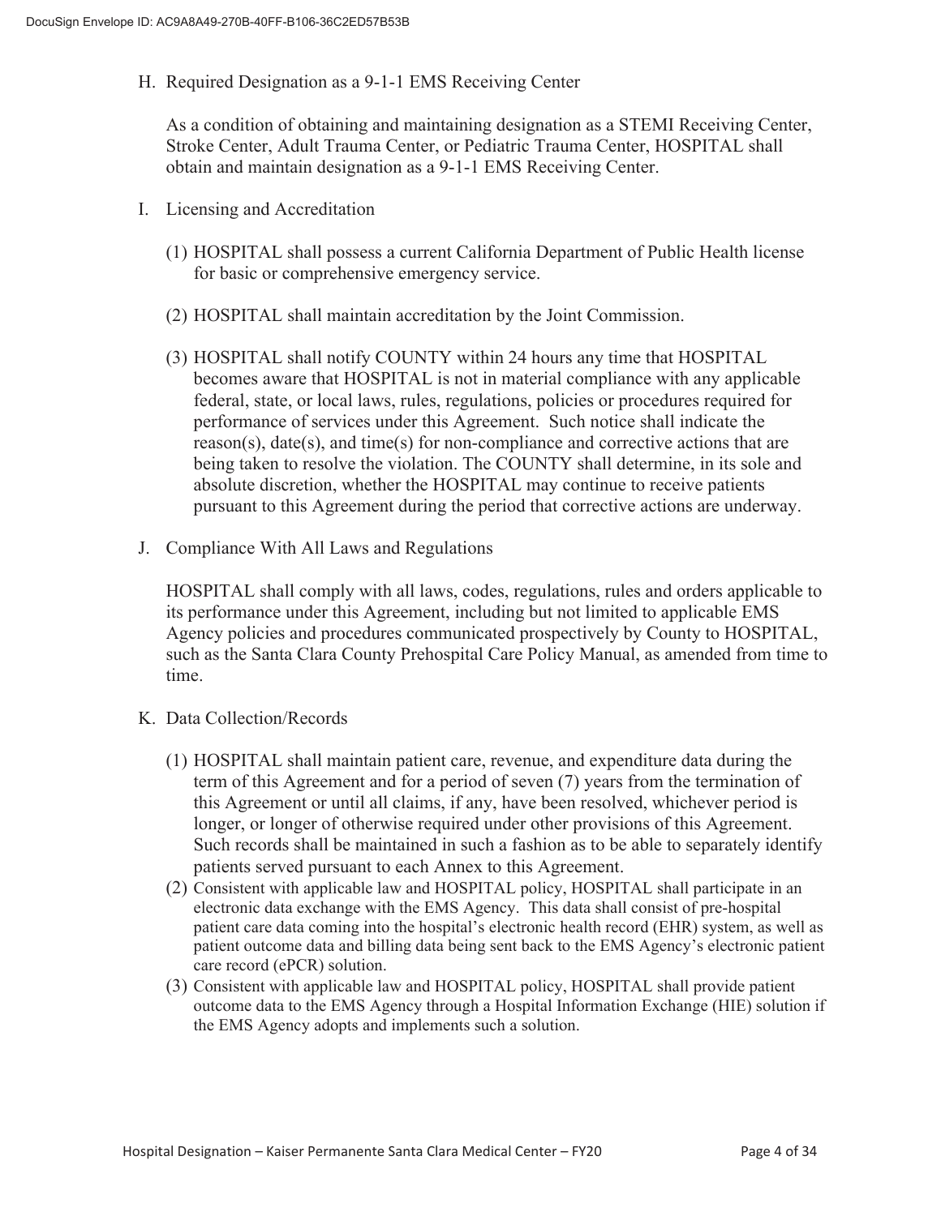H. Required Designation as a 9-1-1 EMS Receiving Center

As a condition of obtaining and maintaining designation as a STEMI Receiving Center, Stroke Center, Adult Trauma Center, or Pediatric Trauma Center, HOSPITAL shall obtain and maintain designation as a 9-1-1 EMS Receiving Center.

I. Licensing and Accreditation

(1) HOSPITAL shall possess a current California Department of Public Health license for basic or comprehensive emergency service.

(2) HOSPITAL shall maintain accreditation by the Joint Commission.

(3) HOSPITAL shall notify COUNTY within 24 hours any time that HOSPITAL becomes aware that HOSPITAL is not in material compliance with any applicable federal, state, or local laws, rules, regulations, policies or procedures required for performance of services under this Agreement. Such notice shall indicate the reason(s), date(s), and time(s) for non-compliance and corrective actions that are being taken to resolve the violation. The COUNTY shall determine, in its sole and absolute discretion, whether the HOSPITAL may continue to receive patients pursuant to this Agreement during the period that corrective actions are underway.

J. Compliance With All Laws and Regulations

HOSPITAL shall comply with all laws, codes, regulations, rules and orders applicable to its performance under this Agreement, including but not limited to applicable EMS Agency policies and procedures communicated prospectively by County to HOSPITAL, such as the Santa Clara County Prehospital Care Policy Manual, as amended from time to time.

K. Data Collection/Records

(1) HOSPITAL shall maintain patient care, revenue, and expenditure data during the term of this Agreement and for a period of seven (7) years from the termination of this Agreement or until all claims, if any, have been resolved, whichever period is longer, or longer of otherwise required under other provisions of this Agreement. Such records shall be maintained in such a fashion as to be able to separately identify patients served pursuant to each Annex to this Agreement.

(2) Consistent with applicable law and HOSPITAL policy, HOSPITAL shall participate in an electronic data exchange with the EMS Agency. This data shall consist of pre-hospital patient care data coming into the hospital's electronic health record (EHR) system, as well as patient outcome data and billing data being sent back to the EMS Agency's electronic patient care record (ePCR) solution.

(3) Consistent with applicable law and HOSPITAL policy, HOSPITAL shall provide patient outcome data to the EMS Agency through a Hospital Information Exchange (HIE) solution if the EMS Agency adopts and implements such a solution.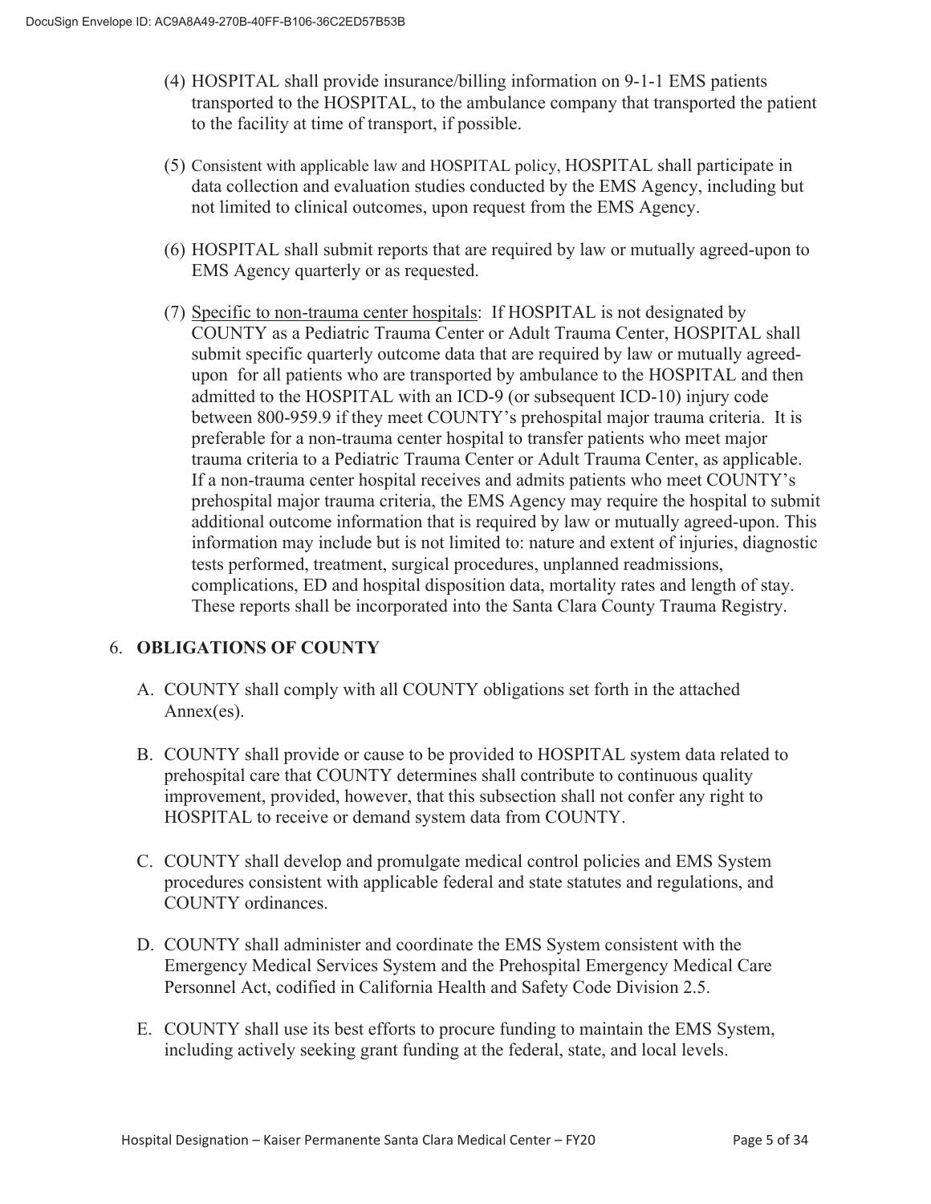(4) HOSPITAL shall provide insurance/billing information on 9-1-1 EMS patients transported to the HOSPITAL, to the ambulance company that transported the patient to the facility at time of transport, if possible.

(5) Consistent with applicable law and HOSPITAL policy, HOSPITAL shall participate in data collection and evaluation studies conducted by the EMS Agency, including but not limited to clinical outcomes, upon request from the EMS Agency.

(6) HOSPITAL shall submit reports that are required by law or mutually agreed-upon to EMS Agency quarterly or as requested.

(7) Specific to non-trauma center hospitals: If HOSPITAL is not designated by COUNTY as a Pediatric Trauma Center or Adult Trauma Center, HOSPITAL shall submit specific quarterly outcome data that are required by law or mutually agreed-upon for all patients who are transported by ambulance to the HOSPITAL and then admitted to the HOSPITAL with an ICD-9 (or subsequent ICD-10) injury code between 800-959.9 if they meet COUNTY's prehospital major trauma criteria. It is preferable for a non-trauma center hospital to transfer patients who meet major trauma criteria to a Pediatric Trauma Center or Adult Trauma Center, as applicable. If a non-trauma center hospital receives and admits patients who meet COUNTY's prehospital major trauma criteria, the EMS Agency may require the hospital to submit additional outcome information that is required by law or mutually agreed-upon. This information may include but is not limited to: nature and extent of injuries, diagnostic tests performed, treatment, surgical procedures, unplanned readmissions, complications, ED and hospital disposition data, mortality rates and length of stay. These reports shall be incorporated into the Santa Clara County Trauma Registry.

## 6. OBLIGATIONS OF COUNTY

A. COUNTY shall comply with all COUNTY obligations set forth in the attached Annex(es).

B. COUNTY shall provide or cause to be provided to HOSPITAL system data related to prehospital care that COUNTY determines shall contribute to continuous quality improvement, provided, however, that this subsection shall not confer any right to HOSPITAL to receive or demand system data from COUNTY.

C. COUNTY shall develop and promulgate medical control policies and EMS System procedures consistent with applicable federal and state statutes and regulations, and COUNTY ordinances.

D. COUNTY shall administer and coordinate the EMS System consistent with the Emergency Medical Services System and the Prehospital Emergency Medical Care Personnel Act, codified in California Health and Safety Code Division 2.5.

E. COUNTY shall use its best efforts to procure funding to maintain the EMS System, including actively seeking grant funding at the federal, state, and local levels.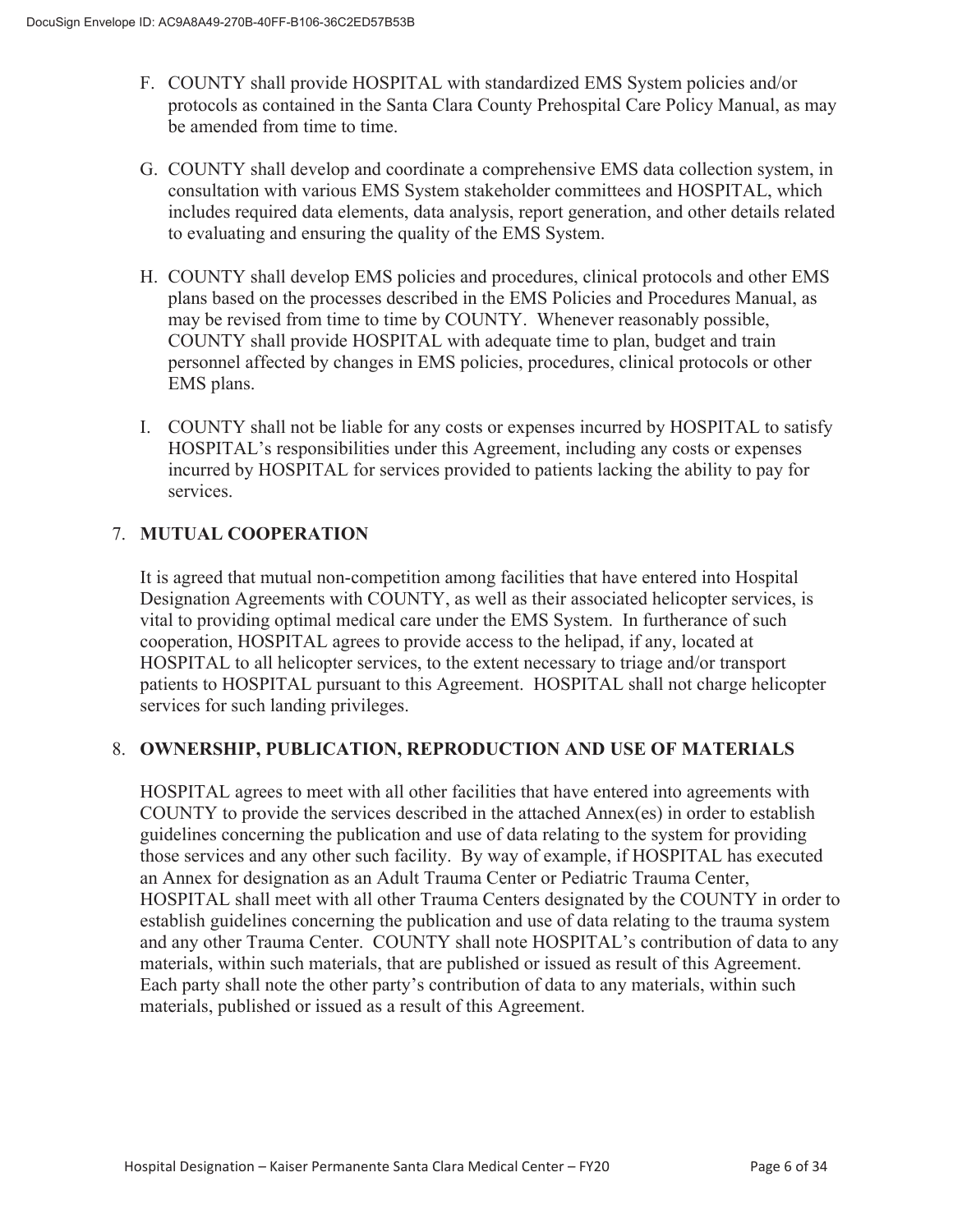F. COUNTY shall provide HOSPITAL with standardized EMS System policies and/or protocols as contained in the Santa Clara County Prehospital Care Policy Manual, as may be amended from time to time.

G. COUNTY shall develop and coordinate a comprehensive EMS data collection system, in consultation with various EMS System stakeholder committees and HOSPITAL, which includes required data elements, data analysis, report generation, and other details related to evaluating and ensuring the quality of the EMS System.

H. COUNTY shall develop EMS policies and procedures, clinical protocols and other EMS plans based on the processes described in the EMS Policies and Procedures Manual, as may be revised from time to time by COUNTY. Whenever reasonably possible, COUNTY shall provide HOSPITAL with adequate time to plan, budget and train personnel affected by changes in EMS policies, procedures, clinical protocols or other EMS plans.

I. COUNTY shall not be liable for any costs or expenses incurred by HOSPITAL to satisfy HOSPITAL's responsibilities under this Agreement, including any costs or expenses incurred by HOSPITAL for services provided to patients lacking the ability to pay for services.

## 7. MUTUAL COOPERATION

It is agreed that mutual non-competition among facilities that have entered into Hospital Designation Agreements with COUNTY, as well as their associated helicopter services, is vital to providing optimal medical care under the EMS System. In furtherance of such cooperation, HOSPITAL agrees to provide access to the helipad, if any, located at HOSPITAL to all helicopter services, to the extent necessary to triage and/or transport patients to HOSPITAL pursuant to this Agreement. HOSPITAL shall not charge helicopter services for such landing privileges.

## 8. OWNERSHIP, PUBLICATION, REPRODUCTION AND USE OF MATERIALS

HOSPITAL agrees to meet with all other facilities that have entered into agreements with COUNTY to provide the services described in the attached Annex(es) in order to establish guidelines concerning the publication and use of data relating to the system for providing those services and any other such facility. By way of example, if HOSPITAL has executed an Annex for designation as an Adult Trauma Center or Pediatric Trauma Center, HOSPITAL shall meet with all other Trauma Centers designated by the COUNTY in order to establish guidelines concerning the publication and use of data relating to the trauma system and any other Trauma Center. COUNTY shall note HOSPITAL's contribution of data to any materials, within such materials, that are published or issued as result of this Agreement. Each party shall note the other party's contribution of data to any materials, within such materials, published or issued as a result of this Agreement.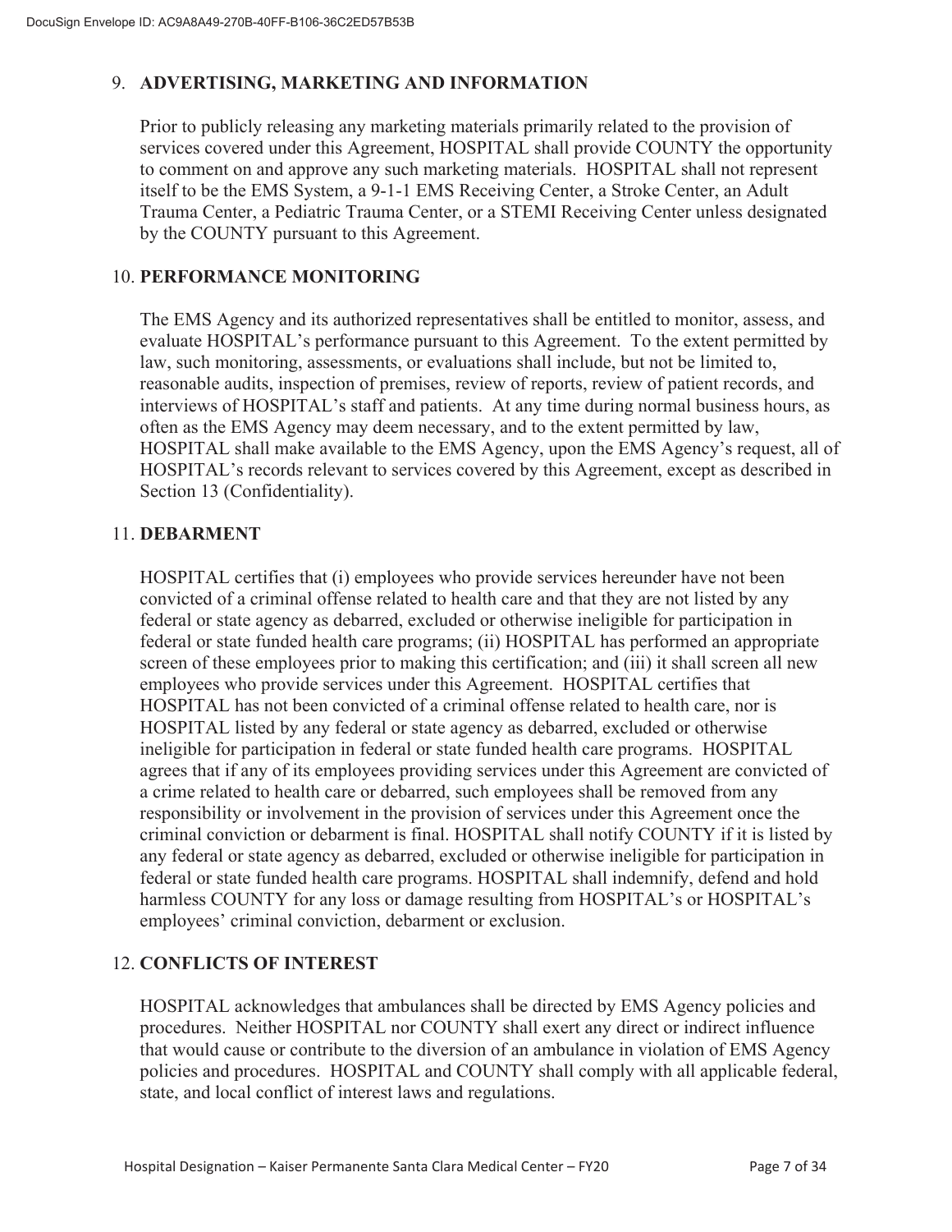## 9. ADVERTISING, MARKETING AND INFORMATION

Prior to publicly releasing any marketing materials primarily related to the provision of services covered under this Agreement, HOSPITAL shall provide COUNTY the opportunity to comment on and approve any such marketing materials. HOSPITAL shall not represent itself to be the EMS System, a 9-1-1 EMS Receiving Center, a Stroke Center, an Adult Trauma Center, a Pediatric Trauma Center, or a STEMI Receiving Center unless designated by the COUNTY pursuant to this Agreement.

## 10. PERFORMANCE MONITORING

The EMS Agency and its authorized representatives shall be entitled to monitor, assess, and evaluate HOSPITAL's performance pursuant to this Agreement. To the extent permitted by law, such monitoring, assessments, or evaluations shall include, but not be limited to, reasonable audits, inspection of premises, review of reports, review of patient records, and interviews of HOSPITAL's staff and patients. At any time during normal business hours, as often as the EMS Agency may deem necessary, and to the extent permitted by law, HOSPITAL shall make available to the EMS Agency, upon the EMS Agency's request, all of HOSPITAL's records relevant to services covered by this Agreement, except as described in Section 13 (Confidentiality).

## 11. DEBARMENT

HOSPITAL certifies that (i) employees who provide services hereunder have not been convicted of a criminal offense related to health care and that they are not listed by any federal or state agency as debarred, excluded or otherwise ineligible for participation in federal or state funded health care programs; (ii) HOSPITAL has performed an appropriate screen of these employees prior to making this certification; and (iii) it shall screen all new employees who provide services under this Agreement. HOSPITAL certifies that HOSPITAL has not been convicted of a criminal offense related to health care, nor is HOSPITAL listed by any federal or state agency as debarred, excluded or otherwise ineligible for participation in federal or state funded health care programs. HOSPITAL agrees that if any of its employees providing services under this Agreement are convicted of a crime related to health care or debarred, such employees shall be removed from any responsibility or involvement in the provision of services under this Agreement once the criminal conviction or debarment is final. HOSPITAL shall notify COUNTY if it is listed by any federal or state agency as debarred, excluded or otherwise ineligible for participation in federal or state funded health care programs. HOSPITAL shall indemnify, defend and hold harmless COUNTY for any loss or damage resulting from HOSPITAL's or HOSPITAL's employees' criminal conviction, debarment or exclusion.

## 12. CONFLICTS OF INTEREST

HOSPITAL acknowledges that ambulances shall be directed by EMS Agency policies and procedures. Neither HOSPITAL nor COUNTY shall exert any direct or indirect influence that would cause or contribute to the diversion of an ambulance in violation of EMS Agency policies and procedures. HOSPITAL and COUNTY shall comply with all applicable federal, state, and local conflict of interest laws and regulations.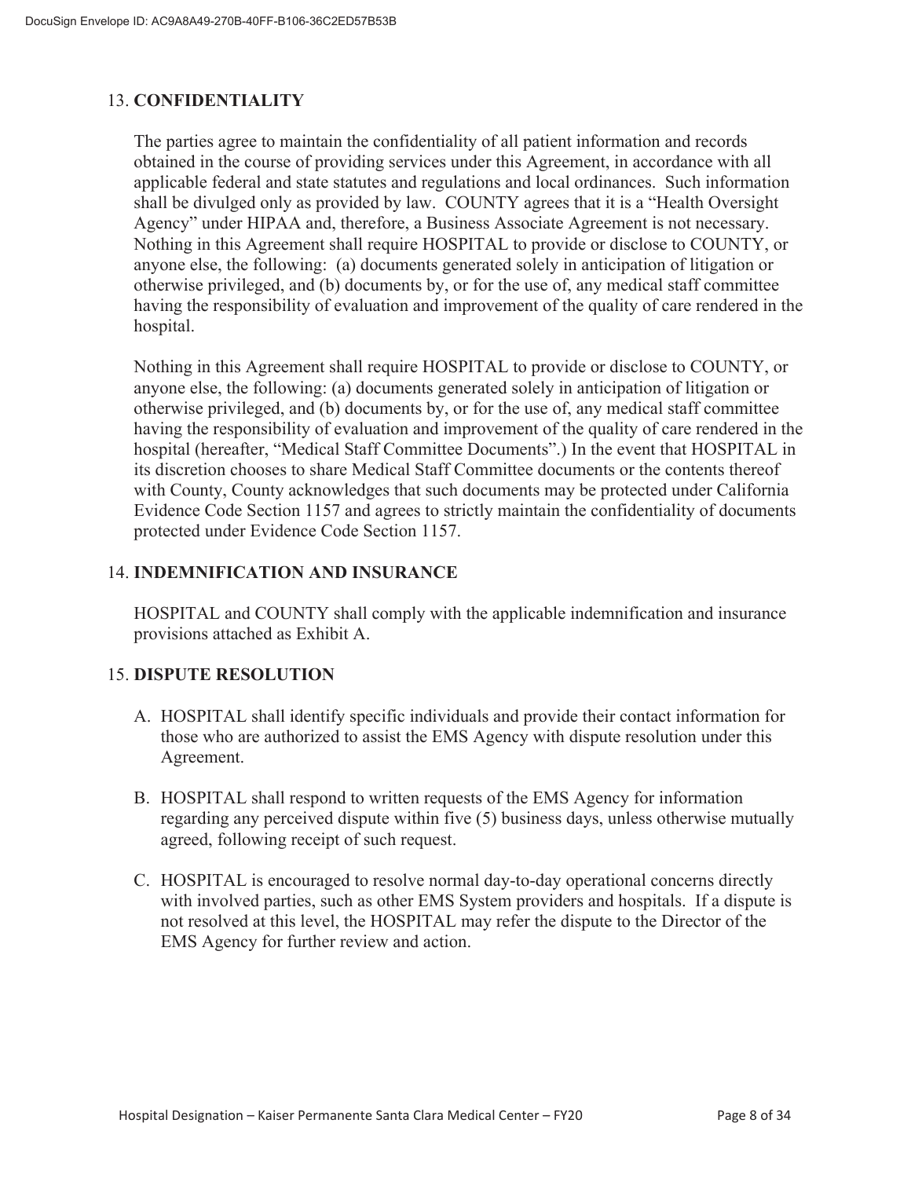## 13. CONFIDENTIALITY

The parties agree to maintain the confidentiality of all patient information and records obtained in the course of providing services under this Agreement, in accordance with all applicable federal and state statutes and regulations and local ordinances. Such information shall be divulged only as provided by law. COUNTY agrees that it is a "Health Oversight Agency" under HIPAA and, therefore, a Business Associate Agreement is not necessary. Nothing in this Agreement shall require HOSPITAL to provide or disclose to COUNTY, or anyone else, the following: (a) documents generated solely in anticipation of litigation or otherwise privileged, and (b) documents by, or for the use of, any medical staff committee having the responsibility of evaluation and improvement of the quality of care rendered in the hospital.

Nothing in this Agreement shall require HOSPITAL to provide or disclose to COUNTY, or anyone else, the following: (a) documents generated solely in anticipation of litigation or otherwise privileged, and (b) documents by, or for the use of, any medical staff committee having the responsibility of evaluation and improvement of the quality of care rendered in the hospital (hereafter, "Medical Staff Committee Documents".) In the event that HOSPITAL in its discretion chooses to share Medical Staff Committee documents or the contents thereof with County, County acknowledges that such documents may be protected under California Evidence Code Section 1157 and agrees to strictly maintain the confidentiality of documents protected under Evidence Code Section 1157.

## 14. INDEMNIFICATION AND INSURANCE

HOSPITAL and COUNTY shall comply with the applicable indemnification and insurance provisions attached as Exhibit A.

## 15. DISPUTE RESOLUTION

A. HOSPITAL shall identify specific individuals and provide their contact information for those who are authorized to assist the EMS Agency with dispute resolution under this Agreement.

B. HOSPITAL shall respond to written requests of the EMS Agency for information regarding any perceived dispute within five (5) business days, unless otherwise mutually agreed, following receipt of such request.

C. HOSPITAL is encouraged to resolve normal day-to-day operational concerns directly with involved parties, such as other EMS System providers and hospitals. If a dispute is not resolved at this level, the HOSPITAL may refer the dispute to the Director of the EMS Agency for further review and action.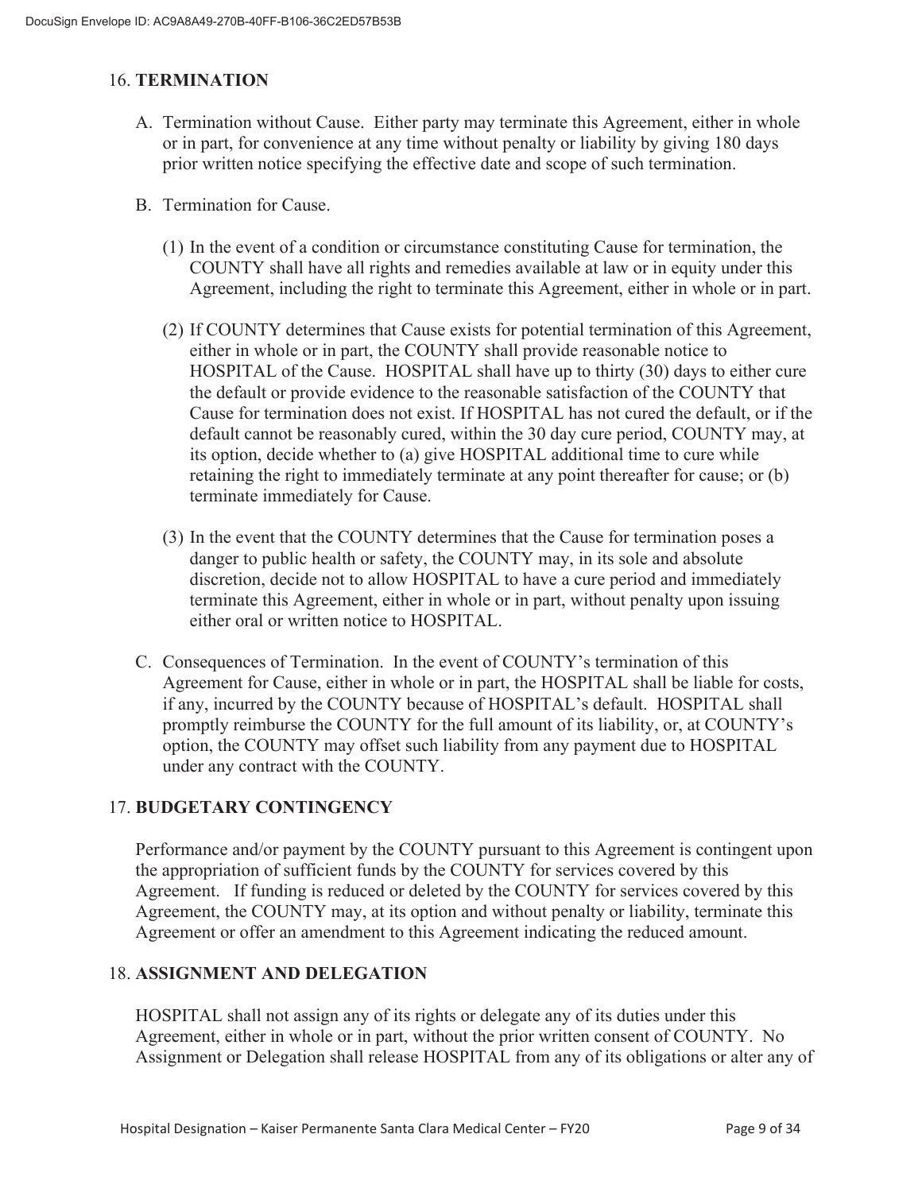## 16. **TERMINATION**

A. Termination without Cause. Either party may terminate this Agreement, either in whole or in part, for convenience at any time without penalty or liability by giving 180 days prior written notice specifying the effective date and scope of such termination.

B. Termination for Cause.

   (1) In the event of a condition or circumstance constituting Cause for termination, the COUNTY shall have all rights and remedies available at law or in equity under this Agreement, including the right to terminate this Agreement, either in whole or in part.

   (2) If COUNTY determines that Cause exists for potential termination of this Agreement, either in whole or in part, the COUNTY shall provide reasonable notice to HOSPITAL of the Cause. HOSPITAL shall have up to thirty (30) days to either cure the default or provide evidence to the reasonable satisfaction of the COUNTY that Cause for termination does not exist. If HOSPITAL has not cured the default, or if the default cannot be reasonably cured, within the 30 day cure period, COUNTY may, at its option, decide whether to (a) give HOSPITAL additional time to cure while retaining the right to immediately terminate at any point thereafter for cause; or (b) terminate immediately for Cause.

   (3) In the event that the COUNTY determines that the Cause for termination poses a danger to public health or safety, the COUNTY may, in its sole and absolute discretion, decide not to allow HOSPITAL to have a cure period and immediately terminate this Agreement, either in whole or in part, without penalty upon issuing either oral or written notice to HOSPITAL.

C. Consequences of Termination. In the event of COUNTY's termination of this Agreement for Cause, either in whole or in part, the HOSPITAL shall be liable for costs, if any, incurred by the COUNTY because of HOSPITAL's default. HOSPITAL shall promptly reimburse the COUNTY for the full amount of its liability, or, at COUNTY's option, the COUNTY may offset such liability from any payment due to HOSPITAL under any contract with the COUNTY.

## 17. **BUDGETARY CONTINGENCY**

Performance and/or payment by the COUNTY pursuant to this Agreement is contingent upon the appropriation of sufficient funds by the COUNTY for services covered by this Agreement. If funding is reduced or deleted by the COUNTY for services covered by this Agreement, the COUNTY may, at its option and without penalty or liability, terminate this Agreement or offer an amendment to this Agreement indicating the reduced amount.

## 18. **ASSIGNMENT AND DELEGATION**

HOSPITAL shall not assign any of its rights or delegate any of its duties under this Agreement, either in whole or in part, without the prior written consent of COUNTY. No Assignment or Delegation shall release HOSPITAL from any of its obligations or alter any of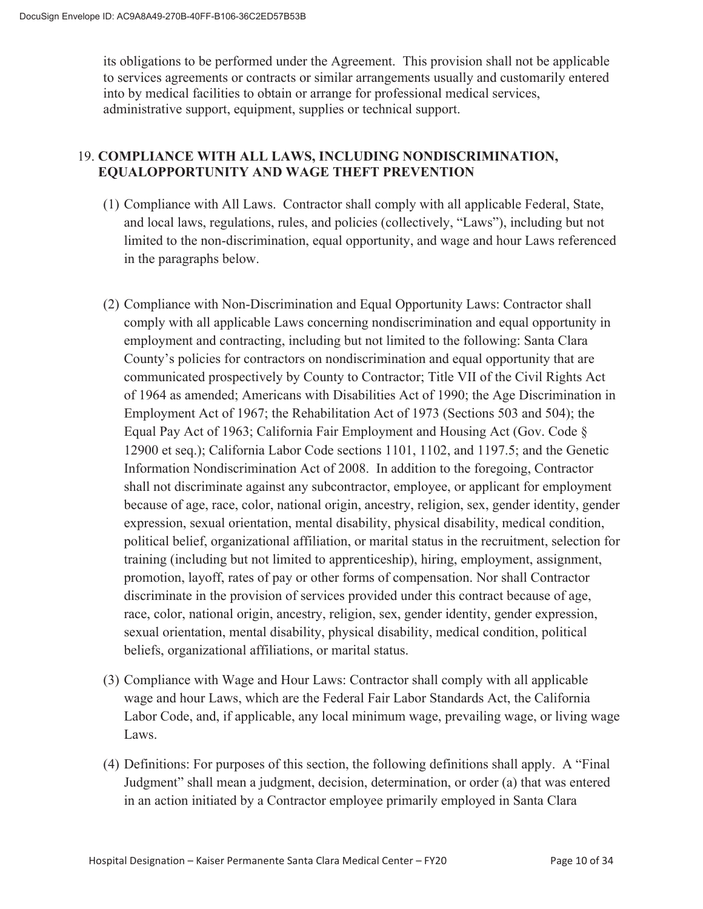its obligations to be performed under the Agreement. This provision shall not be applicable to services agreements or contracts or similar arrangements usually and customarily entered into by medical facilities to obtain or arrange for professional medical services, administrative support, equipment, supplies or technical support.

## 19. COMPLIANCE WITH ALL LAWS, INCLUDING NONDISCRIMINATION, EQUALOPPORTUNITY AND WAGE THEFT PREVENTION

(1) Compliance with All Laws. Contractor shall comply with all applicable Federal, State, and local laws, regulations, rules, and policies (collectively, "Laws"), including but not limited to the non-discrimination, equal opportunity, and wage and hour Laws referenced in the paragraphs below.

(2) Compliance with Non-Discrimination and Equal Opportunity Laws: Contractor shall comply with all applicable Laws concerning nondiscrimination and equal opportunity in employment and contracting, including but not limited to the following: Santa Clara County's policies for contractors on nondiscrimination and equal opportunity that are communicated prospectively by County to Contractor; Title VII of the Civil Rights Act of 1964 as amended; Americans with Disabilities Act of 1990; the Age Discrimination in Employment Act of 1967; the Rehabilitation Act of 1973 (Sections 503 and 504); the Equal Pay Act of 1963; California Fair Employment and Housing Act (Gov. Code § 12900 et seq.); California Labor Code sections 1101, 1102, and 1197.5; and the Genetic Information Nondiscrimination Act of 2008. In addition to the foregoing, Contractor shall not discriminate against any subcontractor, employee, or applicant for employment because of age, race, color, national origin, ancestry, religion, sex, gender identity, gender expression, sexual orientation, mental disability, physical disability, medical condition, political belief, organizational affiliation, or marital status in the recruitment, selection for training (including but not limited to apprenticeship), hiring, employment, assignment, promotion, layoff, rates of pay or other forms of compensation. Nor shall Contractor discriminate in the provision of services provided under this contract because of age, race, color, national origin, ancestry, religion, sex, gender identity, gender expression, sexual orientation, mental disability, physical disability, medical condition, political beliefs, organizational affiliations, or marital status.

(3) Compliance with Wage and Hour Laws: Contractor shall comply with all applicable wage and hour Laws, which are the Federal Fair Labor Standards Act, the California Labor Code, and, if applicable, any local minimum wage, prevailing wage, or living wage Laws.

(4) Definitions: For purposes of this section, the following definitions shall apply. A "Final Judgment" shall mean a judgment, decision, determination, or order (a) that was entered in an action initiated by a Contractor employee primarily employed in Santa Clara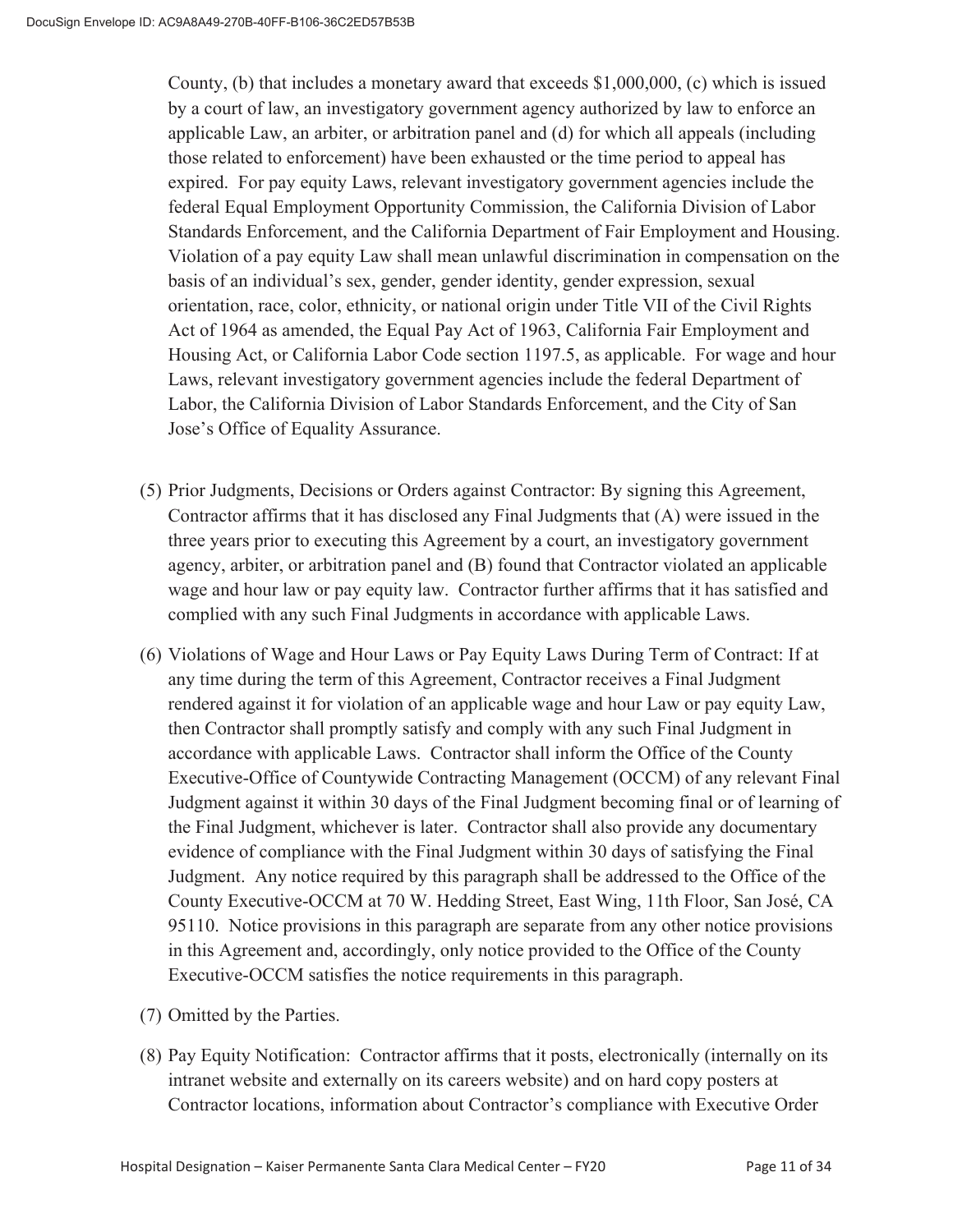County, (b) that includes a monetary award that exceeds $1,000,000, (c) which is issued by a court of law, an investigatory government agency authorized by law to enforce an applicable Law, an arbiter, or arbitration panel and (d) for which all appeals (including those related to enforcement) have been exhausted or the time period to appeal has expired. For pay equity Laws, relevant investigatory government agencies include the federal Equal Employment Opportunity Commission, the California Division of Labor Standards Enforcement, and the California Department of Fair Employment and Housing. Violation of a pay equity Law shall mean unlawful discrimination in compensation on the basis of an individual's sex, gender, gender identity, gender expression, sexual orientation, race, color, ethnicity, or national origin under Title VII of the Civil Rights Act of 1964 as amended, the Equal Pay Act of 1963, California Fair Employment and Housing Act, or California Labor Code section 1197.5, as applicable. For wage and hour Laws, relevant investigatory government agencies include the federal Department of Labor, the California Division of Labor Standards Enforcement, and the City of San Jose's Office of Equality Assurance.

(5) Prior Judgments, Decisions or Orders against Contractor: By signing this Agreement, Contractor affirms that it has disclosed any Final Judgments that (A) were issued in the three years prior to executing this Agreement by a court, an investigatory government agency, arbiter, or arbitration panel and (B) found that Contractor violated an applicable wage and hour law or pay equity law. Contractor further affirms that it has satisfied and complied with any such Final Judgments in accordance with applicable Laws.

(6) Violations of Wage and Hour Laws or Pay Equity Laws During Term of Contract: If at any time during the term of this Agreement, Contractor receives a Final Judgment rendered against it for violation of an applicable wage and hour Law or pay equity Law, then Contractor shall promptly satisfy and comply with any such Final Judgment in accordance with applicable Laws. Contractor shall inform the Office of the County Executive-Office of Countywide Contracting Management (OCCM) of any relevant Final Judgment against it within 30 days of the Final Judgment becoming final or of learning of the Final Judgment, whichever is later. Contractor shall also provide any documentary evidence of compliance with the Final Judgment within 30 days of satisfying the Final Judgment. Any notice required by this paragraph shall be addressed to the Office of the County Executive-OCCM at 70 W. Hedding Street, East Wing, 11th Floor, San José, CA 95110. Notice provisions in this paragraph are separate from any other notice provisions in this Agreement and, accordingly, only notice provided to the Office of the County Executive-OCCM satisfies the notice requirements in this paragraph.

(7) Omitted by the Parties.

(8) Pay Equity Notification: Contractor affirms that it posts, electronically (internally on its intranet website and externally on its careers website) and on hard copy posters at Contractor locations, information about Contractor's compliance with Executive Order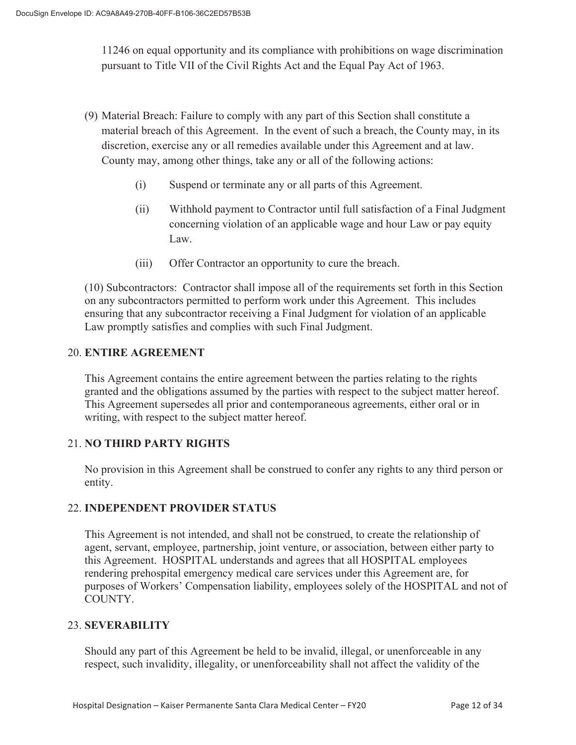11246 on equal opportunity and its compliance with prohibitions on wage discrimination pursuant to Title VII of the Civil Rights Act and the Equal Pay Act of 1963.

(9) Material Breach: Failure to comply with any part of this Section shall constitute a material breach of this Agreement. In the event of such a breach, the County may, in its discretion, exercise any or all remedies available under this Agreement and at law. County may, among other things, take any or all of the following actions:

- (i) Suspend or terminate any or all parts of this Agreement.
- (ii) Withhold payment to Contractor until full satisfaction of a Final Judgment concerning violation of an applicable wage and hour Law or pay equity Law.
- (iii) Offer Contractor an opportunity to cure the breach.

(10) Subcontractors: Contractor shall impose all of the requirements set forth in this Section on any subcontractors permitted to perform work under this Agreement. This includes ensuring that any subcontractor receiving a Final Judgment for violation of an applicable Law promptly satisfies and complies with such Final Judgment.

## 20. ENTIRE AGREEMENT

This Agreement contains the entire agreement between the parties relating to the rights granted and the obligations assumed by the parties with respect to the subject matter hereof. This Agreement supersedes all prior and contemporaneous agreements, either oral or in writing, with respect to the subject matter hereof.

## 21. NO THIRD PARTY RIGHTS

No provision in this Agreement shall be construed to confer any rights to any third person or entity.

## 22. INDEPENDENT PROVIDER STATUS

This Agreement is not intended, and shall not be construed, to create the relationship of agent, servant, employee, partnership, joint venture, or association, between either party to this Agreement. HOSPITAL understands and agrees that all HOSPITAL employees rendering prehospital emergency medical care services under this Agreement are, for purposes of Workers' Compensation liability, employees solely of the HOSPITAL and not of COUNTY.

## 23. SEVERABILITY

Should any part of this Agreement be held to be invalid, illegal, or unenforceable in any respect, such invalidity, illegality, or unenforceability shall not affect the validity of the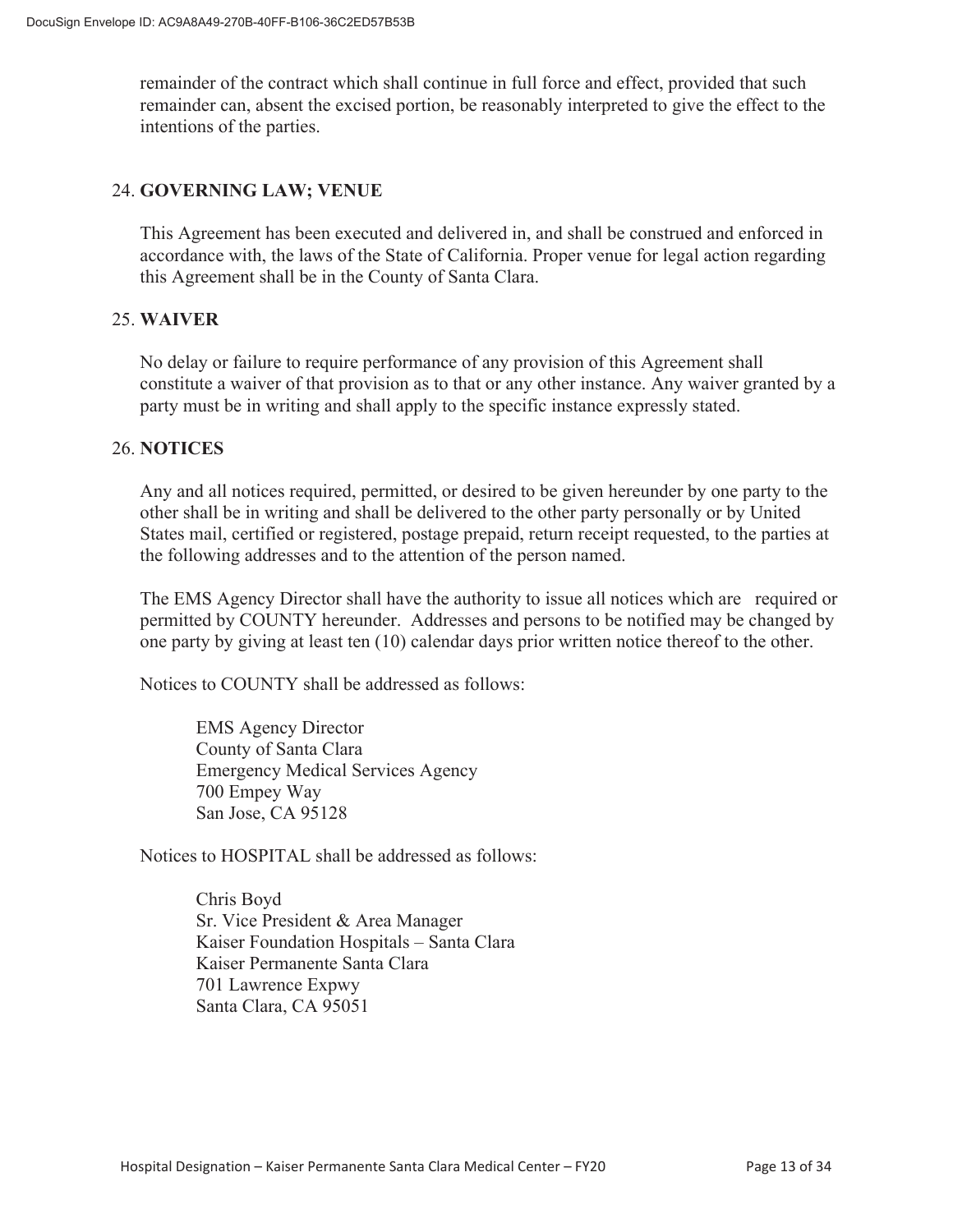remainder of the contract which shall continue in full force and effect, provided that such remainder can, absent the excised portion, be reasonably interpreted to give the effect to the intentions of the parties.

## 24. GOVERNING LAW; VENUE

This Agreement has been executed and delivered in, and shall be construed and enforced in accordance with, the laws of the State of California. Proper venue for legal action regarding this Agreement shall be in the County of Santa Clara.

## 25. WAIVER

No delay or failure to require performance of any provision of this Agreement shall constitute a waiver of that provision as to that or any other instance. Any waiver granted by a party must be in writing and shall apply to the specific instance expressly stated.

## 26. NOTICES

Any and all notices required, permitted, or desired to be given hereunder by one party to the other shall be in writing and shall be delivered to the other party personally or by United States mail, certified or registered, postage prepaid, return receipt requested, to the parties at the following addresses and to the attention of the person named.

The EMS Agency Director shall have the authority to issue all notices which are required or permitted by COUNTY hereunder. Addresses and persons to be notified may be changed by one party by giving at least ten (10) calendar days prior written notice thereof to the other.

Notices to COUNTY shall be addressed as follows:

EMS Agency Director
County of Santa Clara
Emergency Medical Services Agency
700 Empey Way
San Jose, CA 95128

Notices to HOSPITAL shall be addressed as follows:

Chris Boyd
Sr. Vice President & Area Manager
Kaiser Foundation Hospitals – Santa Clara
Kaiser Permanente Santa Clara
701 Lawrence Expwy
Santa Clara, CA 95051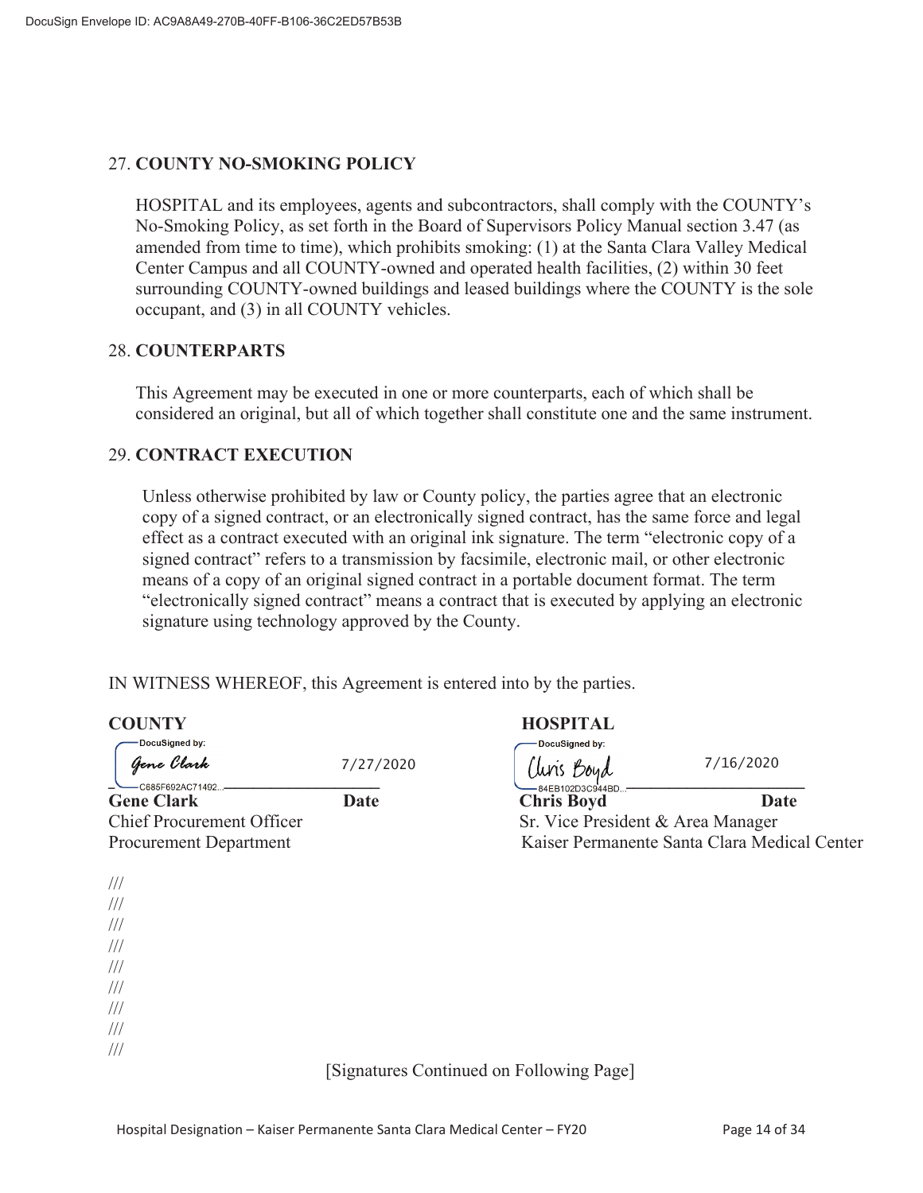27. **COUNTY NO-SMOKING POLICY**

HOSPITAL and its employees, agents and subcontractors, shall comply with the COUNTY's No-Smoking Policy, as set forth in the Board of Supervisors Policy Manual section 3.47 (as amended from time to time), which prohibits smoking: (1) at the Santa Clara Valley Medical Center Campus and all COUNTY-owned and operated health facilities, (2) within 30 feet surrounding COUNTY-owned buildings and leased buildings where the COUNTY is the sole occupant, and (3) in all COUNTY vehicles.

28. **COUNTERPARTS**

This Agreement may be executed in one or more counterparts, each of which shall be considered an original, but all of which together shall constitute one and the same instrument.

29. **CONTRACT EXECUTION**

Unless otherwise prohibited by law or County policy, the parties agree that an electronic copy of a signed contract, or an electronically signed contract, has the same force and legal effect as a contract executed with an original ink signature. The term "electronic copy of a signed contract" refers to a transmission by facsimile, electronic mail, or other electronic means of a copy of an original signed contract in a portable document format. The term "electronically signed contract" means a contract that is executed by applying an electronic signature using technology approved by the County.

IN WITNESS WHEREOF, this Agreement is entered into by the parties.

**COUNTY**

DocuSigned by: Gene Clark — C685F692AC71492...

7/27/2020

**Gene Clark** **Date**
Chief Procurement Officer
Procurement Department

**HOSPITAL**

DocuSigned by: Chris Boyd — 84EB102D3C944BD...

7/16/2020

**Chris Boyd** **Date**
Sr. Vice President & Area Manager
Kaiser Permanente Santa Clara Medical Center

///
///
///
///
///
///
///
///
///

[Signatures Continued on Following Page]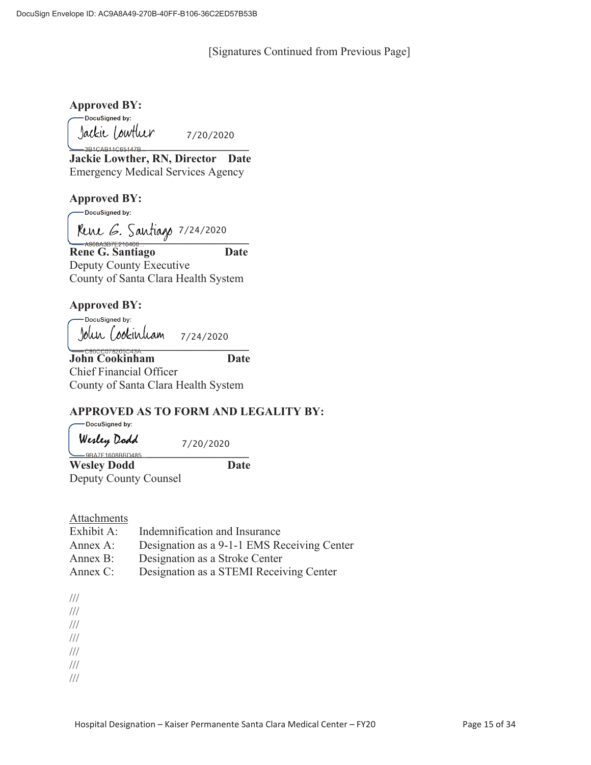[Signatures Continued from Previous Page]

**Approved BY:**

DocuSigned by:
Jackie Lowther 7/20/2020
3B1CAB11C65147B...

**Jackie Lowther, RN, Director** **Date**
Emergency Medical Services Agency

**Approved BY:**

DocuSigned by:
Rene G. Santiago 7/24/2020
A988A3B7E216400...

**Rene G. Santiago** **Date**
Deputy County Executive
County of Santa Clara Health System

**Approved BY:**

DocuSigned by:
John Cookinham 7/24/2020
C80CC878265C43A...

**John Cookinham** **Date**
Chief Financial Officer
County of Santa Clara Health System

**APPROVED AS TO FORM AND LEGALITY BY:**

DocuSigned by:
Wesley Dodd 7/20/2020
9BA7E1608BBD485...

**Wesley Dodd** **Date**
Deputy County Counsel

Attachments

| | |
|---|---|
| Exhibit A: | Indemnification and Insurance |
| Annex A: | Designation as a 9-1-1 EMS Receiving Center |
| Annex B: | Designation as a Stroke Center |
| Annex C: | Designation as a STEMI Receiving Center |

///
///
///
///
///
///
///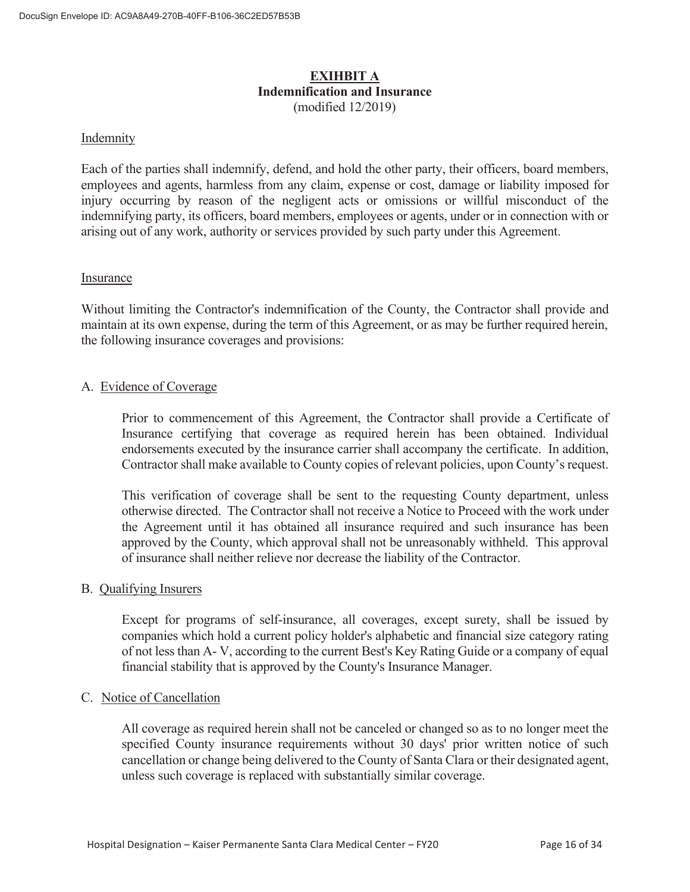## EXIHBIT A

### Indemnification and Insurance

(modified 12/2019)

Indemnity

Each of the parties shall indemnify, defend, and hold the other party, their officers, board members, employees and agents, harmless from any claim, expense or cost, damage or liability imposed for injury occurring by reason of the negligent acts or omissions or willful misconduct of the indemnifying party, its officers, board members, employees or agents, under or in connection with or arising out of any work, authority or services provided by such party under this Agreement.

Insurance

Without limiting the Contractor's indemnification of the County, the Contractor shall provide and maintain at its own expense, during the term of this Agreement, or as may be further required herein, the following insurance coverages and provisions:

A. Evidence of Coverage

Prior to commencement of this Agreement, the Contractor shall provide a Certificate of Insurance certifying that coverage as required herein has been obtained. Individual endorsements executed by the insurance carrier shall accompany the certificate. In addition, Contractor shall make available to County copies of relevant policies, upon County's request.

This verification of coverage shall be sent to the requesting County department, unless otherwise directed. The Contractor shall not receive a Notice to Proceed with the work under the Agreement until it has obtained all insurance required and such insurance has been approved by the County, which approval shall not be unreasonably withheld. This approval of insurance shall neither relieve nor decrease the liability of the Contractor.

B. Qualifying Insurers

Except for programs of self-insurance, all coverages, except surety, shall be issued by companies which hold a current policy holder's alphabetic and financial size category rating of not less than A- V, according to the current Best's Key Rating Guide or a company of equal financial stability that is approved by the County's Insurance Manager.

C. Notice of Cancellation

All coverage as required herein shall not be canceled or changed so as to no longer meet the specified County insurance requirements without 30 days' prior written notice of such cancellation or change being delivered to the County of Santa Clara or their designated agent, unless such coverage is replaced with substantially similar coverage.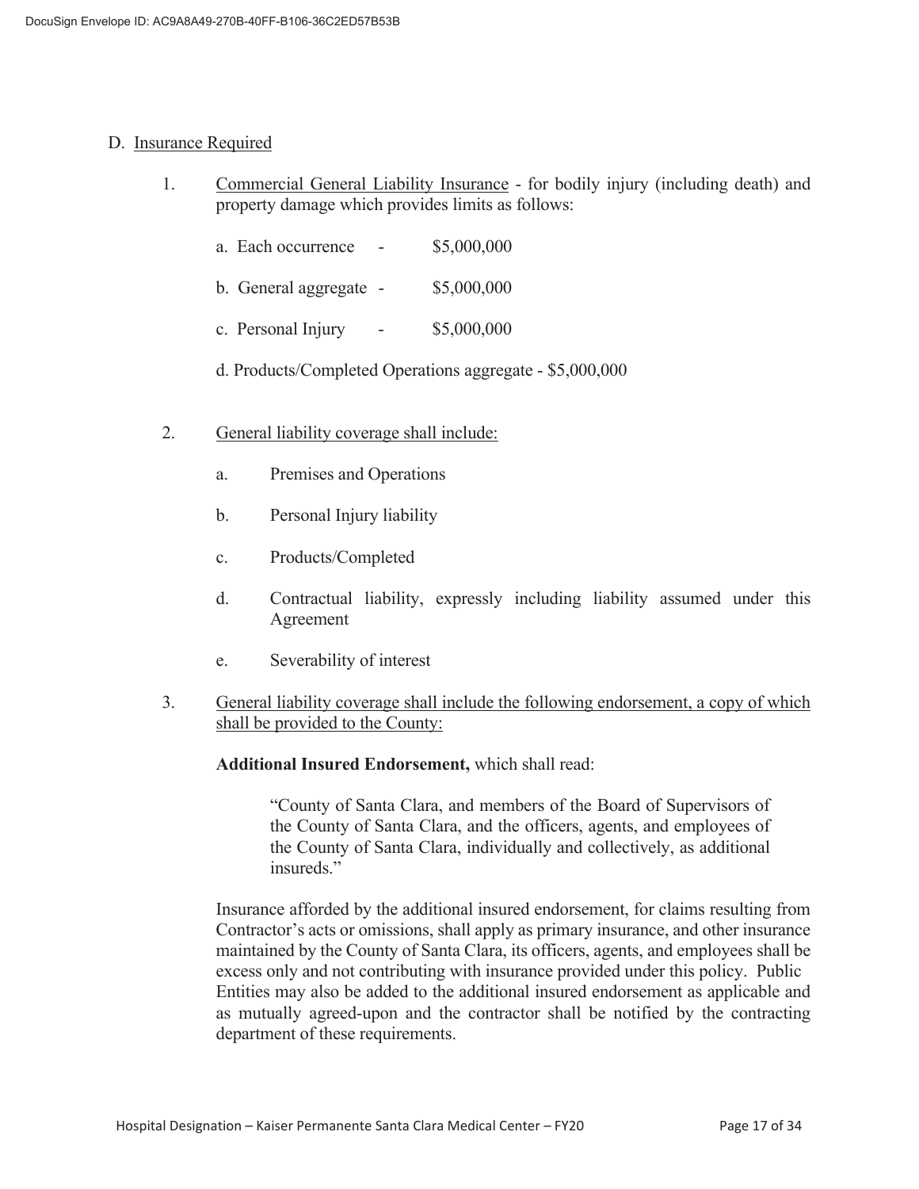D. Insurance Required

1. Commercial General Liability Insurance - for bodily injury (including death) and property damage which provides limits as follows:

   a. Each occurrence - $5,000,000

   b. General aggregate - $5,000,000

   c. Personal Injury - $5,000,000

   d. Products/Completed Operations aggregate - $5,000,000

2. General liability coverage shall include:

   a. Premises and Operations

   b. Personal Injury liability

   c. Products/Completed

   d. Contractual liability, expressly including liability assumed under this Agreement

   e. Severability of interest

3. General liability coverage shall include the following endorsement, a copy of which shall be provided to the County:

   **Additional Insured Endorsement,** which shall read:

   > "County of Santa Clara, and members of the Board of Supervisors of the County of Santa Clara, and the officers, agents, and employees of the County of Santa Clara, individually and collectively, as additional insureds."

   Insurance afforded by the additional insured endorsement, for claims resulting from Contractor's acts or omissions, shall apply as primary insurance, and other insurance maintained by the County of Santa Clara, its officers, agents, and employees shall be excess only and not contributing with insurance provided under this policy. Public Entities may also be added to the additional insured endorsement as applicable and as mutually agreed-upon and the contractor shall be notified by the contracting department of these requirements.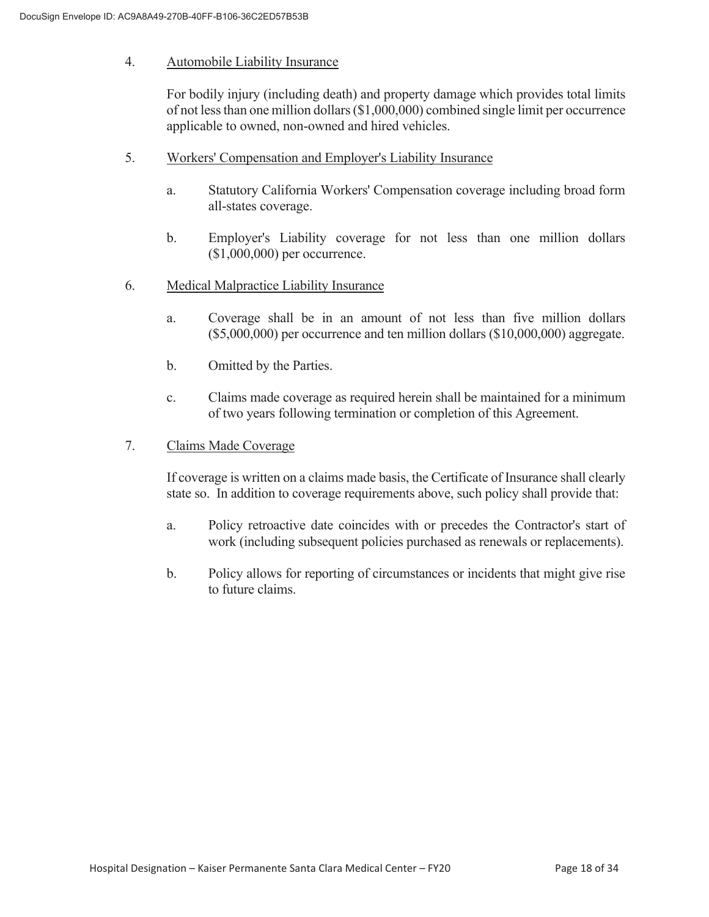4. Automobile Liability Insurance

   For bodily injury (including death) and property damage which provides total limits of not less than one million dollars ($1,000,000) combined single limit per occurrence applicable to owned, non-owned and hired vehicles.

5. Workers' Compensation and Employer's Liability Insurance

   a. Statutory California Workers' Compensation coverage including broad form all-states coverage.

   b. Employer's Liability coverage for not less than one million dollars ($1,000,000) per occurrence.

6. Medical Malpractice Liability Insurance

   a. Coverage shall be in an amount of not less than five million dollars ($5,000,000) per occurrence and ten million dollars ($10,000,000) aggregate.

   b. Omitted by the Parties.

   c. Claims made coverage as required herein shall be maintained for a minimum of two years following termination or completion of this Agreement.

7. Claims Made Coverage

   If coverage is written on a claims made basis, the Certificate of Insurance shall clearly state so. In addition to coverage requirements above, such policy shall provide that:

   a. Policy retroactive date coincides with or precedes the Contractor's start of work (including subsequent policies purchased as renewals or replacements).

   b. Policy allows for reporting of circumstances or incidents that might give rise to future claims.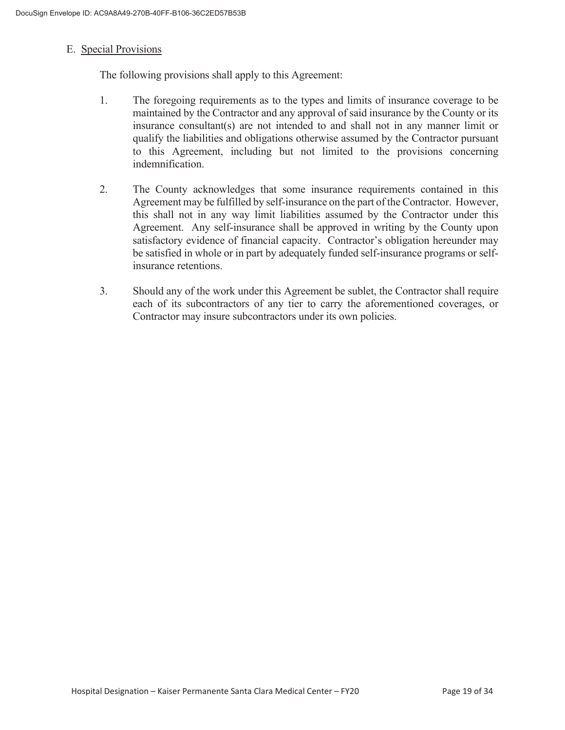E. Special Provisions

The following provisions shall apply to this Agreement:

1. The foregoing requirements as to the types and limits of insurance coverage to be maintained by the Contractor and any approval of said insurance by the County or its insurance consultant(s) are not intended to and shall not in any manner limit or qualify the liabilities and obligations otherwise assumed by the Contractor pursuant to this Agreement, including but not limited to the provisions concerning indemnification.

2. The County acknowledges that some insurance requirements contained in this Agreement may be fulfilled by self-insurance on the part of the Contractor. However, this shall not in any way limit liabilities assumed by the Contractor under this Agreement. Any self-insurance shall be approved in writing by the County upon satisfactory evidence of financial capacity. Contractor's obligation hereunder may be satisfied in whole or in part by adequately funded self-insurance programs or self-insurance retentions.

3. Should any of the work under this Agreement be sublet, the Contractor shall require each of its subcontractors of any tier to carry the aforementioned coverages, or Contractor may insure subcontractors under its own policies.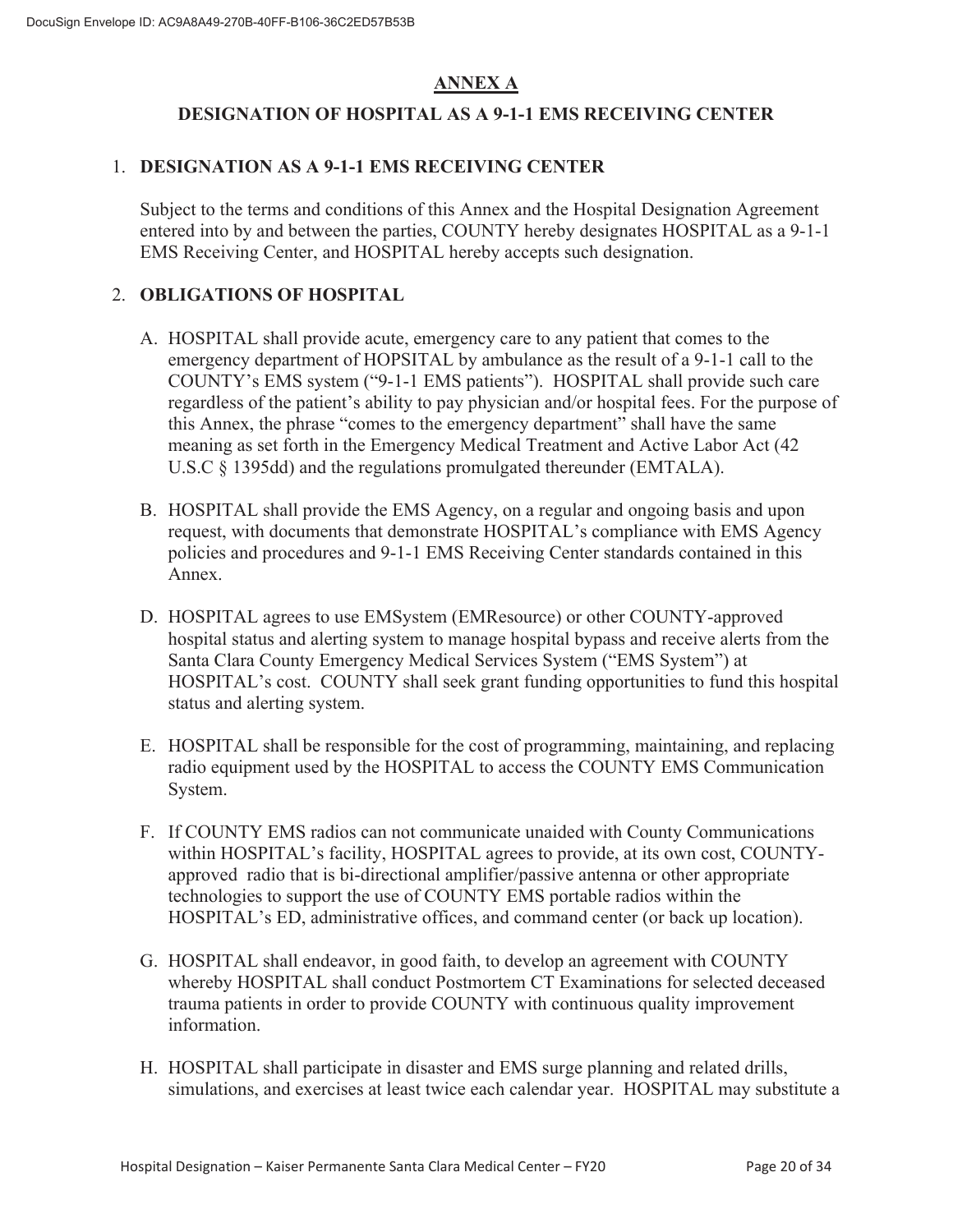## ANNEX A

## DESIGNATION OF HOSPITAL AS A 9-1-1 EMS RECEIVING CENTER

1. **DESIGNATION AS A 9-1-1 EMS RECEIVING CENTER**

   Subject to the terms and conditions of this Annex and the Hospital Designation Agreement entered into by and between the parties, COUNTY hereby designates HOSPITAL as a 9-1-1 EMS Receiving Center, and HOSPITAL hereby accepts such designation.

2. **OBLIGATIONS OF HOSPITAL**

   A. HOSPITAL shall provide acute, emergency care to any patient that comes to the emergency department of HOPSITAL by ambulance as the result of a 9-1-1 call to the COUNTY's EMS system ("9-1-1 EMS patients"). HOSPITAL shall provide such care regardless of the patient's ability to pay physician and/or hospital fees. For the purpose of this Annex, the phrase "comes to the emergency department" shall have the same meaning as set forth in the Emergency Medical Treatment and Active Labor Act (42 U.S.C § 1395dd) and the regulations promulgated thereunder (EMTALA).

   B. HOSPITAL shall provide the EMS Agency, on a regular and ongoing basis and upon request, with documents that demonstrate HOSPITAL's compliance with EMS Agency policies and procedures and 9-1-1 EMS Receiving Center standards contained in this Annex.

   D. HOSPITAL agrees to use EMSystem (EMResource) or other COUNTY-approved hospital status and alerting system to manage hospital bypass and receive alerts from the Santa Clara County Emergency Medical Services System ("EMS System") at HOSPITAL's cost. COUNTY shall seek grant funding opportunities to fund this hospital status and alerting system.

   E. HOSPITAL shall be responsible for the cost of programming, maintaining, and replacing radio equipment used by the HOSPITAL to access the COUNTY EMS Communication System.

   F. If COUNTY EMS radios can not communicate unaided with County Communications within HOSPITAL's facility, HOSPITAL agrees to provide, at its own cost, COUNTY-approved radio that is bi-directional amplifier/passive antenna or other appropriate technologies to support the use of COUNTY EMS portable radios within the HOSPITAL's ED, administrative offices, and command center (or back up location).

   G. HOSPITAL shall endeavor, in good faith, to develop an agreement with COUNTY whereby HOSPITAL shall conduct Postmortem CT Examinations for selected deceased trauma patients in order to provide COUNTY with continuous quality improvement information.

   H. HOSPITAL shall participate in disaster and EMS surge planning and related drills, simulations, and exercises at least twice each calendar year. HOSPITAL may substitute a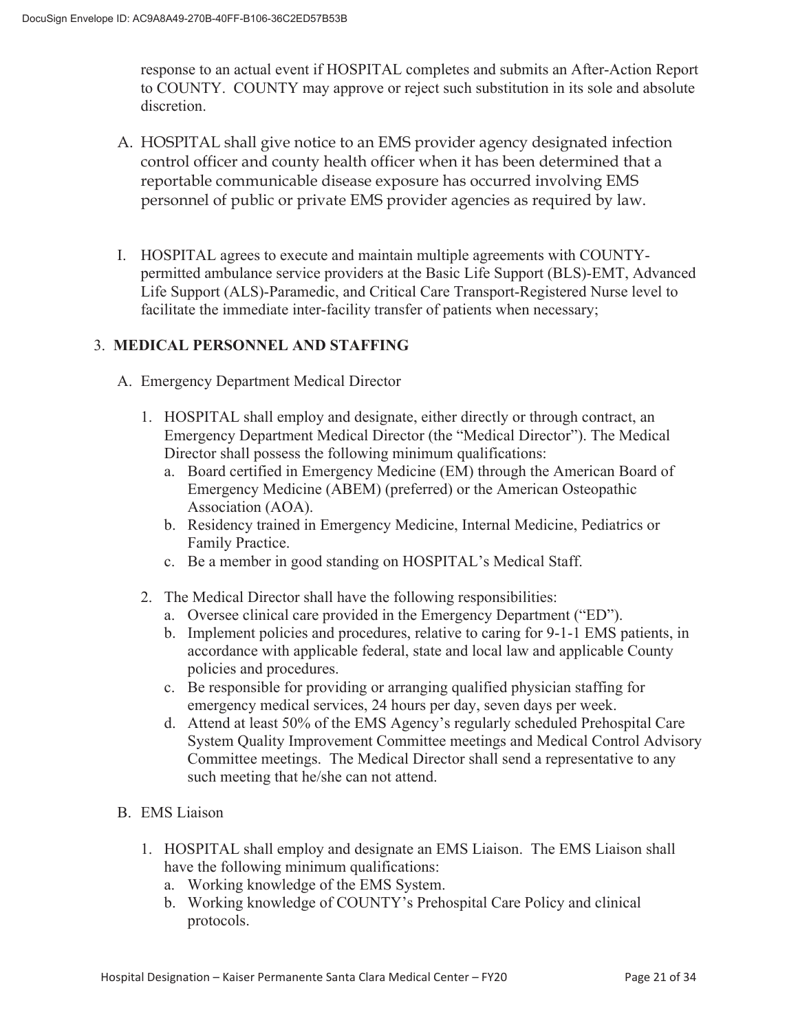response to an actual event if HOSPITAL completes and submits an After-Action Report to COUNTY. COUNTY may approve or reject such substitution in its sole and absolute discretion.

A. HOSPITAL shall give notice to an EMS provider agency designated infection control officer and county health officer when it has been determined that a reportable communicable disease exposure has occurred involving EMS personnel of public or private EMS provider agencies as required by law.

I. HOSPITAL agrees to execute and maintain multiple agreements with COUNTY-permitted ambulance service providers at the Basic Life Support (BLS)-EMT, Advanced Life Support (ALS)-Paramedic, and Critical Care Transport-Registered Nurse level to facilitate the immediate inter-facility transfer of patients when necessary;

3. **MEDICAL PERSONNEL AND STAFFING**

A. Emergency Department Medical Director

1. HOSPITAL shall employ and designate, either directly or through contract, an Emergency Department Medical Director (the "Medical Director"). The Medical Director shall possess the following minimum qualifications:
   a. Board certified in Emergency Medicine (EM) through the American Board of Emergency Medicine (ABEM) (preferred) or the American Osteopathic Association (AOA).
   b. Residency trained in Emergency Medicine, Internal Medicine, Pediatrics or Family Practice.
   c. Be a member in good standing on HOSPITAL's Medical Staff.

2. The Medical Director shall have the following responsibilities:
   a. Oversee clinical care provided in the Emergency Department ("ED").
   b. Implement policies and procedures, relative to caring for 9-1-1 EMS patients, in accordance with applicable federal, state and local law and applicable County policies and procedures.
   c. Be responsible for providing or arranging qualified physician staffing for emergency medical services, 24 hours per day, seven days per week.
   d. Attend at least 50% of the EMS Agency's regularly scheduled Prehospital Care System Quality Improvement Committee meetings and Medical Control Advisory Committee meetings. The Medical Director shall send a representative to any such meeting that he/she can not attend.

B. EMS Liaison

1. HOSPITAL shall employ and designate an EMS Liaison. The EMS Liaison shall have the following minimum qualifications:
   a. Working knowledge of the EMS System.
   b. Working knowledge of COUNTY's Prehospital Care Policy and clinical protocols.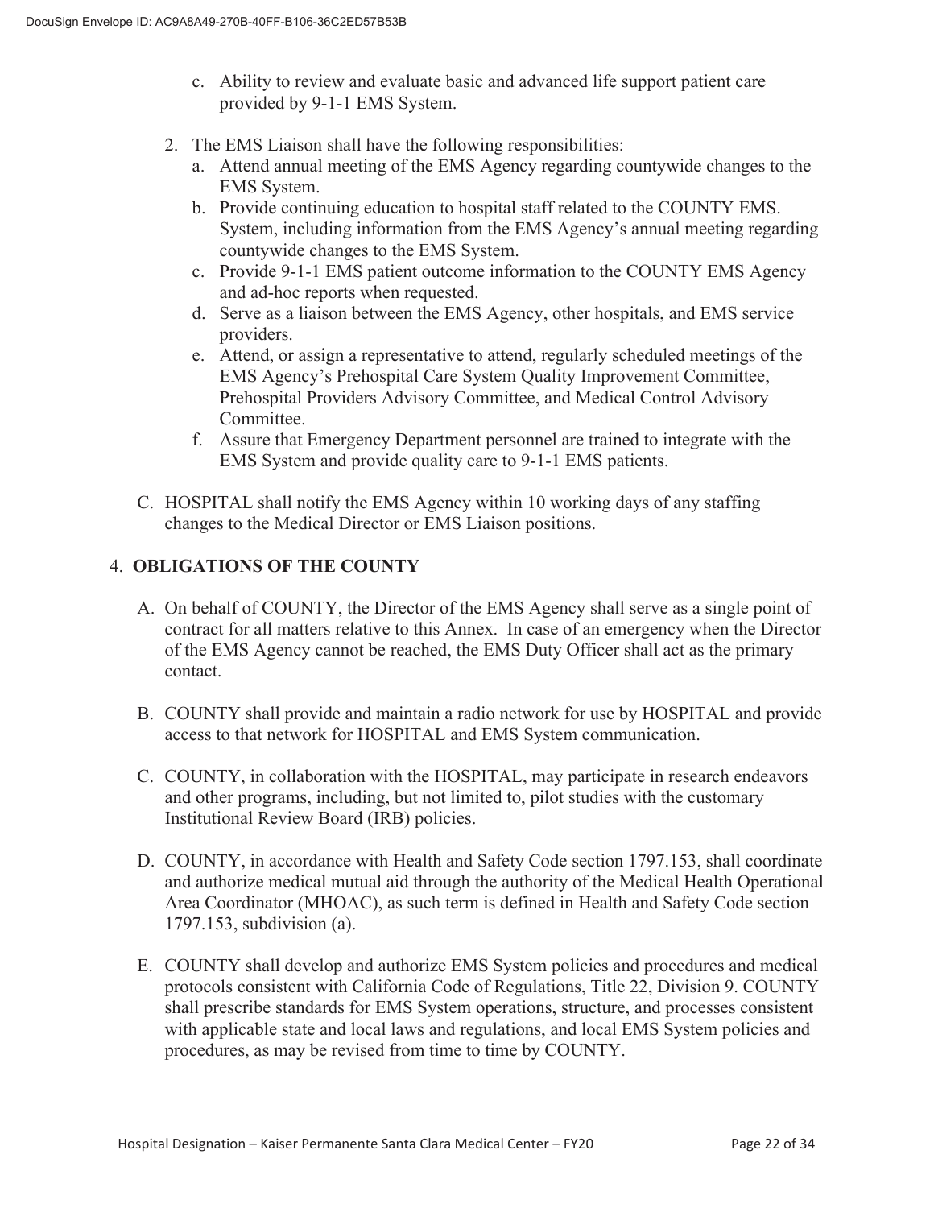c. Ability to review and evaluate basic and advanced life support patient care provided by 9-1-1 EMS System.

2. The EMS Liaison shall have the following responsibilities:
   a. Attend annual meeting of the EMS Agency regarding countywide changes to the EMS System.
   b. Provide continuing education to hospital staff related to the COUNTY EMS. System, including information from the EMS Agency's annual meeting regarding countywide changes to the EMS System.
   c. Provide 9-1-1 EMS patient outcome information to the COUNTY EMS Agency and ad-hoc reports when requested.
   d. Serve as a liaison between the EMS Agency, other hospitals, and EMS service providers.
   e. Attend, or assign a representative to attend, regularly scheduled meetings of the EMS Agency's Prehospital Care System Quality Improvement Committee, Prehospital Providers Advisory Committee, and Medical Control Advisory Committee.
   f. Assure that Emergency Department personnel are trained to integrate with the EMS System and provide quality care to 9-1-1 EMS patients.

C. HOSPITAL shall notify the EMS Agency within 10 working days of any staffing changes to the Medical Director or EMS Liaison positions.

## 4. OBLIGATIONS OF THE COUNTY

A. On behalf of COUNTY, the Director of the EMS Agency shall serve as a single point of contract for all matters relative to this Annex. In case of an emergency when the Director of the EMS Agency cannot be reached, the EMS Duty Officer shall act as the primary contact.

B. COUNTY shall provide and maintain a radio network for use by HOSPITAL and provide access to that network for HOSPITAL and EMS System communication.

C. COUNTY, in collaboration with the HOSPITAL, may participate in research endeavors and other programs, including, but not limited to, pilot studies with the customary Institutional Review Board (IRB) policies.

D. COUNTY, in accordance with Health and Safety Code section 1797.153, shall coordinate and authorize medical mutual aid through the authority of the Medical Health Operational Area Coordinator (MHOAC), as such term is defined in Health and Safety Code section 1797.153, subdivision (a).

E. COUNTY shall develop and authorize EMS System policies and procedures and medical protocols consistent with California Code of Regulations, Title 22, Division 9. COUNTY shall prescribe standards for EMS System operations, structure, and processes consistent with applicable state and local laws and regulations, and local EMS System policies and procedures, as may be revised from time to time by COUNTY.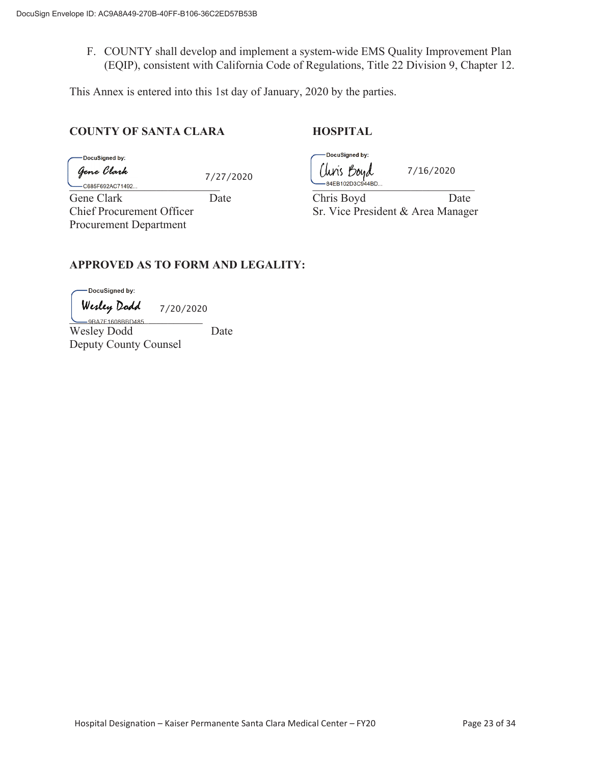F. COUNTY shall develop and implement a system-wide EMS Quality Improvement Plan (EQIP), consistent with California Code of Regulations, Title 22 Division 9, Chapter 12.

This Annex is entered into this 1st day of January, 2020 by the parties.

**COUNTY OF SANTA CLARA**

DocuSigned by:
Gene Clark 7/27/2020
C685F692AC71492...

Gene Clark Date
Chief Procurement Officer
Procurement Department

**HOSPITAL**

DocuSigned by:
Chris Boyd 7/16/2020
84EB102D3C944BD...

Chris Boyd Date
Sr. Vice President & Area Manager

**APPROVED AS TO FORM AND LEGALITY:**

DocuSigned by:
Wesley Dodd 7/20/2020
9BA7E1608BBD485...

Wesley Dodd Date
Deputy County Counsel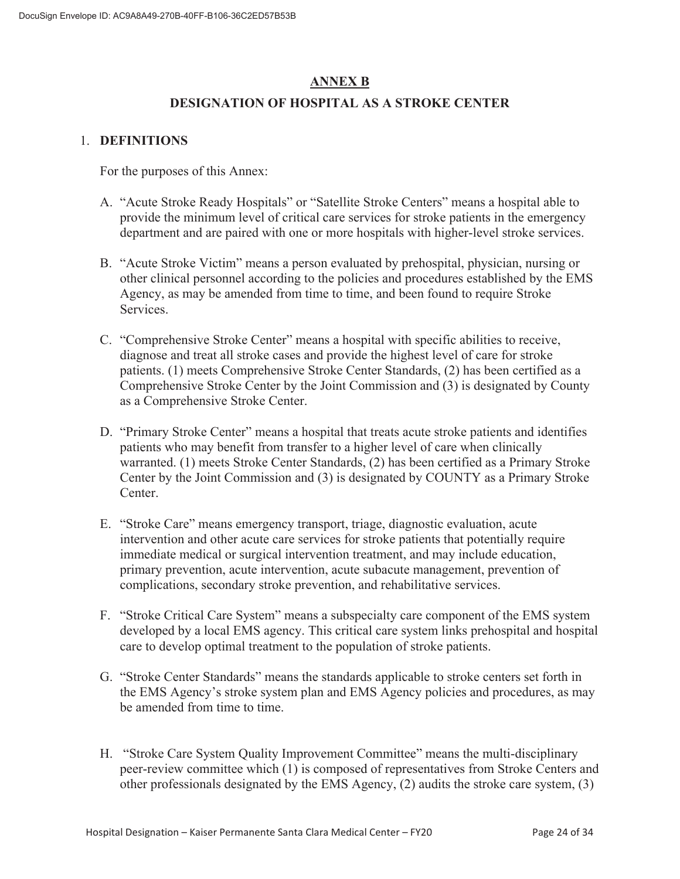## ANNEX B

## DESIGNATION OF HOSPITAL AS A STROKE CENTER

1. **DEFINITIONS**

   For the purposes of this Annex:

   A. "Acute Stroke Ready Hospitals" or "Satellite Stroke Centers" means a hospital able to provide the minimum level of critical care services for stroke patients in the emergency department and are paired with one or more hospitals with higher-level stroke services.

   B. "Acute Stroke Victim" means a person evaluated by prehospital, physician, nursing or other clinical personnel according to the policies and procedures established by the EMS Agency, as may be amended from time to time, and been found to require Stroke Services.

   C. "Comprehensive Stroke Center" means a hospital with specific abilities to receive, diagnose and treat all stroke cases and provide the highest level of care for stroke patients. (1) meets Comprehensive Stroke Center Standards, (2) has been certified as a Comprehensive Stroke Center by the Joint Commission and (3) is designated by County as a Comprehensive Stroke Center.

   D. "Primary Stroke Center" means a hospital that treats acute stroke patients and identifies patients who may benefit from transfer to a higher level of care when clinically warranted. (1) meets Stroke Center Standards, (2) has been certified as a Primary Stroke Center by the Joint Commission and (3) is designated by COUNTY as a Primary Stroke Center.

   E. "Stroke Care" means emergency transport, triage, diagnostic evaluation, acute intervention and other acute care services for stroke patients that potentially require immediate medical or surgical intervention treatment, and may include education, primary prevention, acute intervention, acute subacute management, prevention of complications, secondary stroke prevention, and rehabilitative services.

   F. "Stroke Critical Care System" means a subspecialty care component of the EMS system developed by a local EMS agency. This critical care system links prehospital and hospital care to develop optimal treatment to the population of stroke patients.

   G. "Stroke Center Standards" means the standards applicable to stroke centers set forth in the EMS Agency's stroke system plan and EMS Agency policies and procedures, as may be amended from time to time.

   H. "Stroke Care System Quality Improvement Committee" means the multi-disciplinary peer-review committee which (1) is composed of representatives from Stroke Centers and other professionals designated by the EMS Agency, (2) audits the stroke care system, (3)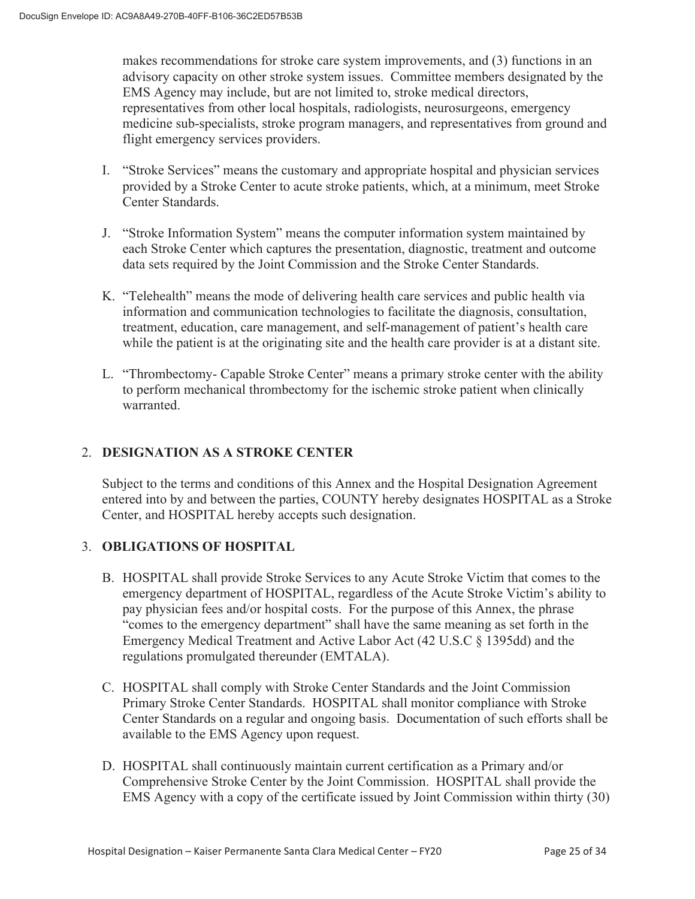makes recommendations for stroke care system improvements, and (3) functions in an advisory capacity on other stroke system issues. Committee members designated by the EMS Agency may include, but are not limited to, stroke medical directors, representatives from other local hospitals, radiologists, neurosurgeons, emergency medicine sub-specialists, stroke program managers, and representatives from ground and flight emergency services providers.

I. "Stroke Services" means the customary and appropriate hospital and physician services provided by a Stroke Center to acute stroke patients, which, at a minimum, meet Stroke Center Standards.

J. "Stroke Information System" means the computer information system maintained by each Stroke Center which captures the presentation, diagnostic, treatment and outcome data sets required by the Joint Commission and the Stroke Center Standards.

K. "Telehealth" means the mode of delivering health care services and public health via information and communication technologies to facilitate the diagnosis, consultation, treatment, education, care management, and self-management of patient's health care while the patient is at the originating site and the health care provider is at a distant site.

L. "Thrombectomy- Capable Stroke Center" means a primary stroke center with the ability to perform mechanical thrombectomy for the ischemic stroke patient when clinically warranted.

## 2. DESIGNATION AS A STROKE CENTER

Subject to the terms and conditions of this Annex and the Hospital Designation Agreement entered into by and between the parties, COUNTY hereby designates HOSPITAL as a Stroke Center, and HOSPITAL hereby accepts such designation.

## 3. OBLIGATIONS OF HOSPITAL

B. HOSPITAL shall provide Stroke Services to any Acute Stroke Victim that comes to the emergency department of HOSPITAL, regardless of the Acute Stroke Victim's ability to pay physician fees and/or hospital costs. For the purpose of this Annex, the phrase "comes to the emergency department" shall have the same meaning as set forth in the Emergency Medical Treatment and Active Labor Act (42 U.S.C § 1395dd) and the regulations promulgated thereunder (EMTALA).

C. HOSPITAL shall comply with Stroke Center Standards and the Joint Commission Primary Stroke Center Standards. HOSPITAL shall monitor compliance with Stroke Center Standards on a regular and ongoing basis. Documentation of such efforts shall be available to the EMS Agency upon request.

D. HOSPITAL shall continuously maintain current certification as a Primary and/or Comprehensive Stroke Center by the Joint Commission. HOSPITAL shall provide the EMS Agency with a copy of the certificate issued by Joint Commission within thirty (30)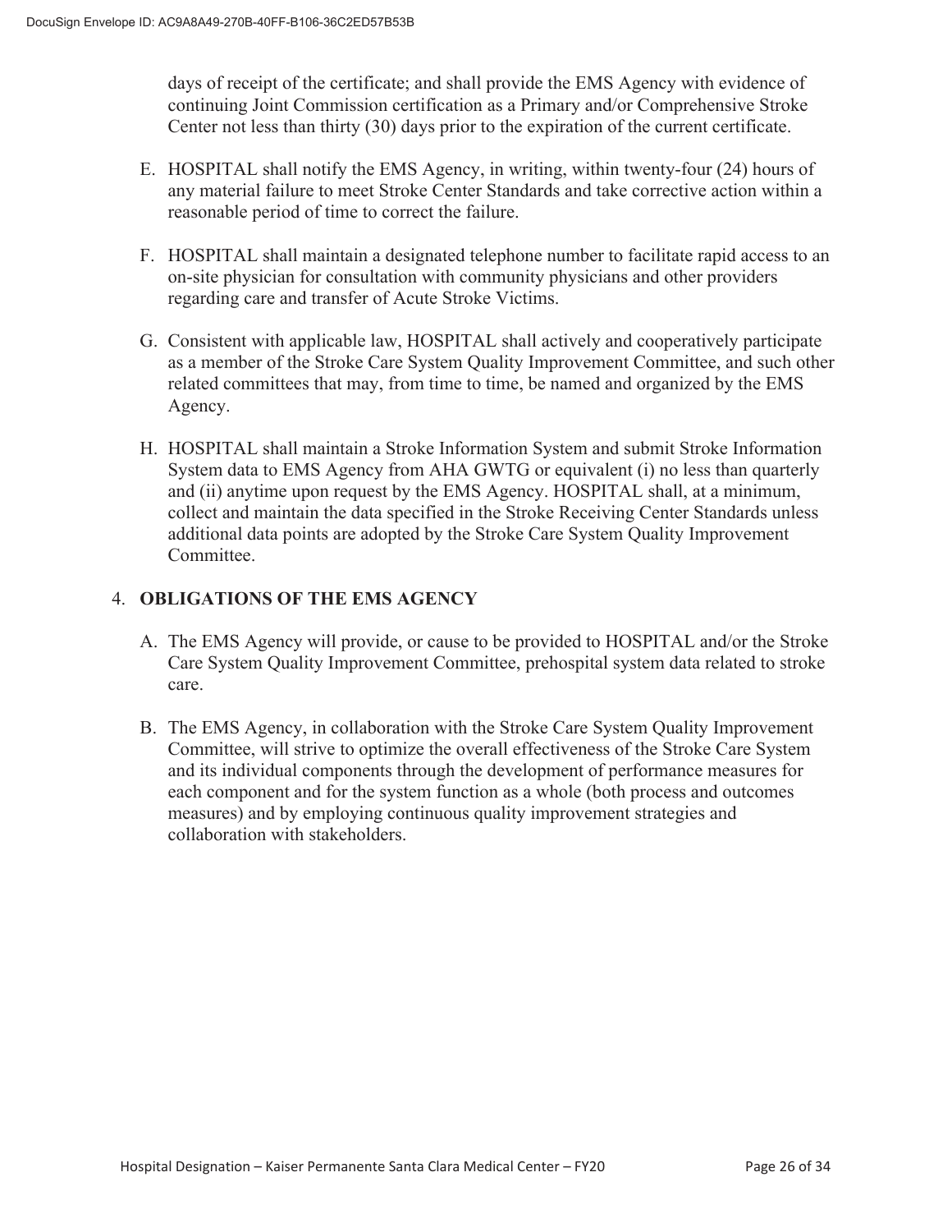days of receipt of the certificate; and shall provide the EMS Agency with evidence of continuing Joint Commission certification as a Primary and/or Comprehensive Stroke Center not less than thirty (30) days prior to the expiration of the current certificate.

E. HOSPITAL shall notify the EMS Agency, in writing, within twenty-four (24) hours of any material failure to meet Stroke Center Standards and take corrective action within a reasonable period of time to correct the failure.

F. HOSPITAL shall maintain a designated telephone number to facilitate rapid access to an on-site physician for consultation with community physicians and other providers regarding care and transfer of Acute Stroke Victims.

G. Consistent with applicable law, HOSPITAL shall actively and cooperatively participate as a member of the Stroke Care System Quality Improvement Committee, and such other related committees that may, from time to time, be named and organized by the EMS Agency.

H. HOSPITAL shall maintain a Stroke Information System and submit Stroke Information System data to EMS Agency from AHA GWTG or equivalent (i) no less than quarterly and (ii) anytime upon request by the EMS Agency. HOSPITAL shall, at a minimum, collect and maintain the data specified in the Stroke Receiving Center Standards unless additional data points are adopted by the Stroke Care System Quality Improvement Committee.

## 4. OBLIGATIONS OF THE EMS AGENCY

A. The EMS Agency will provide, or cause to be provided to HOSPITAL and/or the Stroke Care System Quality Improvement Committee, prehospital system data related to stroke care.

B. The EMS Agency, in collaboration with the Stroke Care System Quality Improvement Committee, will strive to optimize the overall effectiveness of the Stroke Care System and its individual components through the development of performance measures for each component and for the system function as a whole (both process and outcomes measures) and by employing continuous quality improvement strategies and collaboration with stakeholders.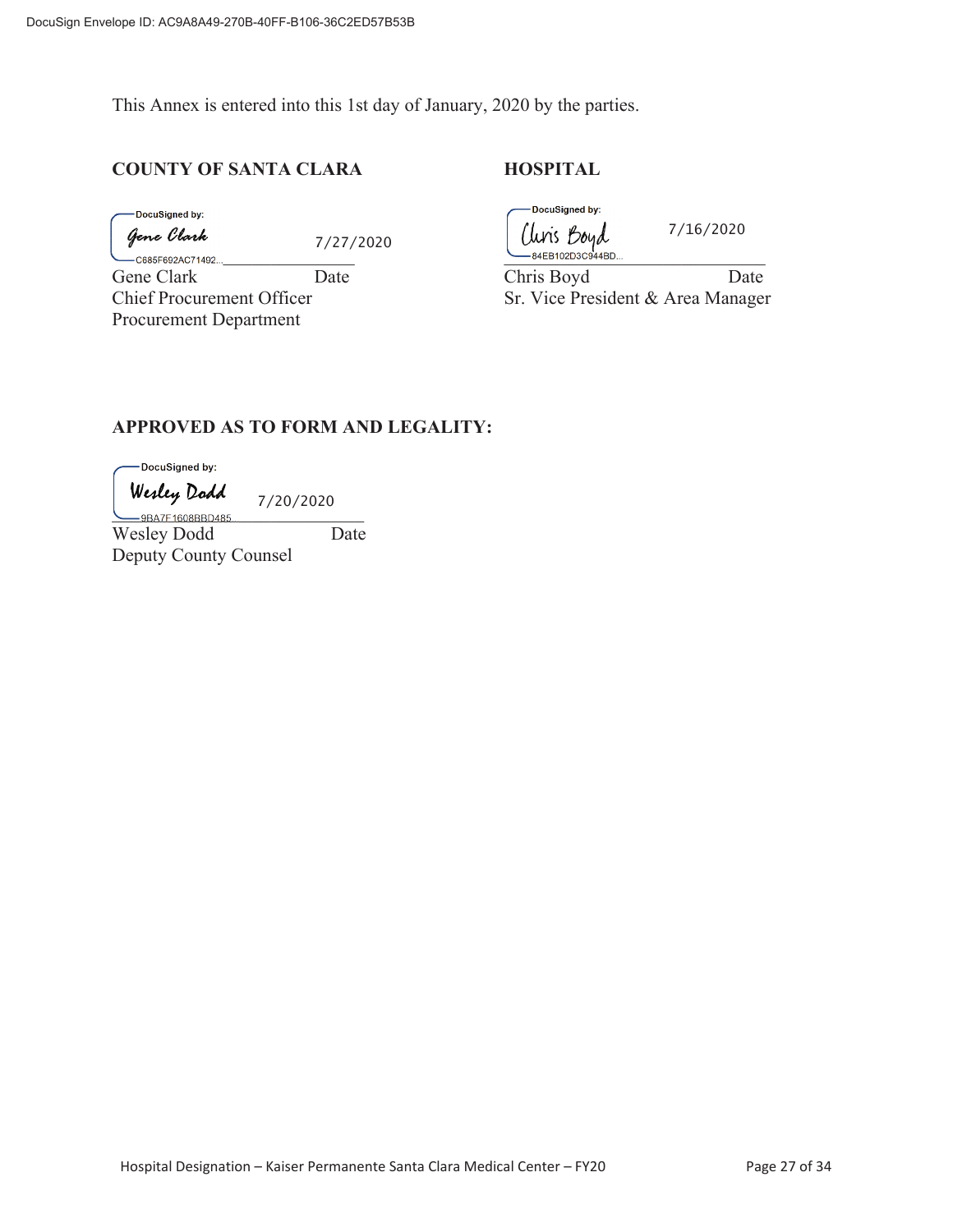This Annex is entered into this 1st day of January, 2020 by the parties.

**COUNTY OF SANTA CLARA**

DocuSigned by:
Gene Clark
C685F692AC71492...

7/27/2020

Gene Clark — Date
Chief Procurement Officer
Procurement Department

**HOSPITAL**

DocuSigned by:
Chris Boyd
84EB102D3C944BD...

7/16/2020

Chris Boyd — Date
Sr. Vice President & Area Manager

**APPROVED AS TO FORM AND LEGALITY:**

DocuSigned by:
Wesley Dodd
9BA7F1608BBD485...

7/20/2020

Wesley Dodd — Date
Deputy County Counsel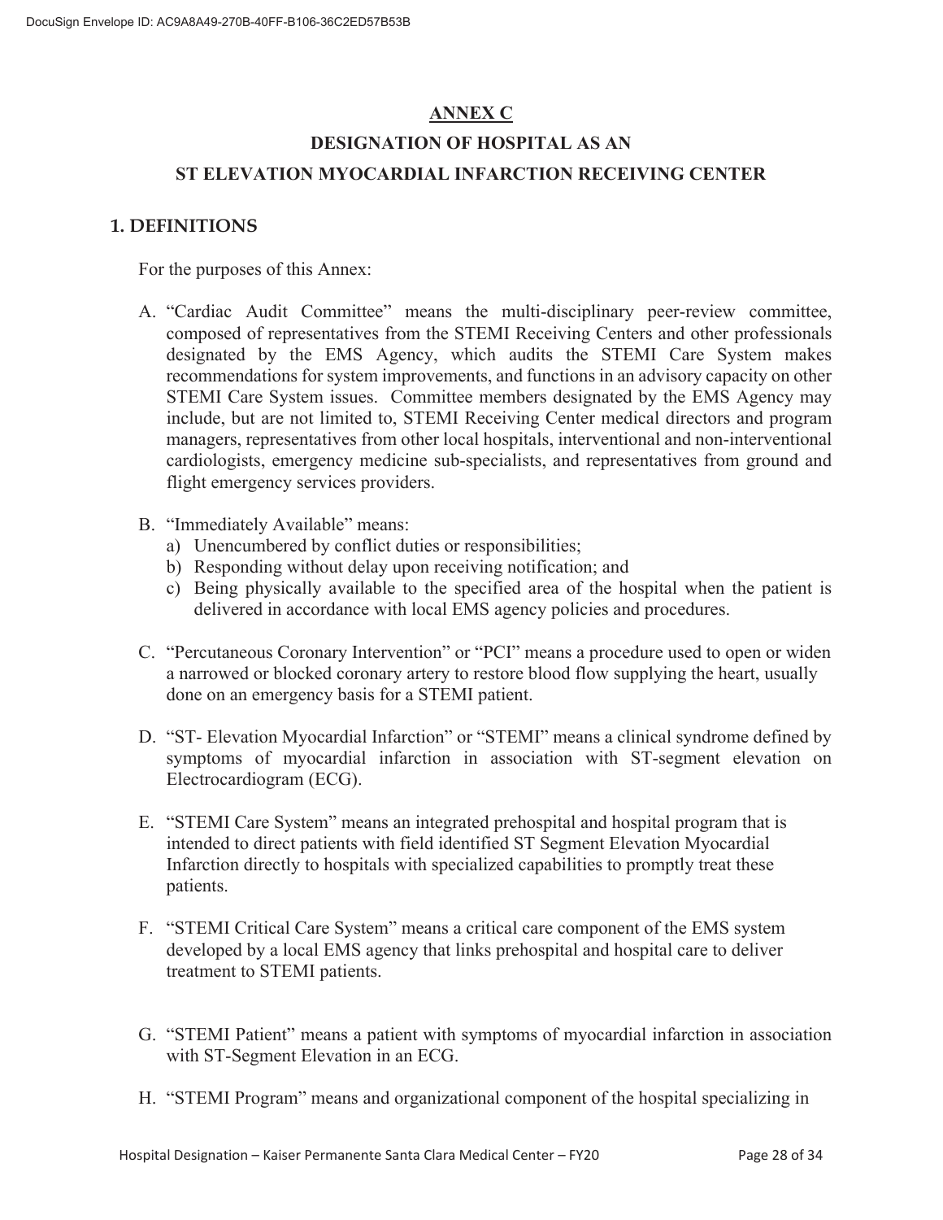# ANNEX C

## DESIGNATION OF HOSPITAL AS AN

## ST ELEVATION MYOCARDIAL INFARCTION RECEIVING CENTER

### 1. DEFINITIONS

For the purposes of this Annex:

A. "Cardiac Audit Committee" means the multi-disciplinary peer-review committee, composed of representatives from the STEMI Receiving Centers and other professionals designated by the EMS Agency, which audits the STEMI Care System makes recommendations for system improvements, and functions in an advisory capacity on other STEMI Care System issues. Committee members designated by the EMS Agency may include, but are not limited to, STEMI Receiving Center medical directors and program managers, representatives from other local hospitals, interventional and non-interventional cardiologists, emergency medicine sub-specialists, and representatives from ground and flight emergency services providers.

B. "Immediately Available" means:
   a) Unencumbered by conflict duties or responsibilities;
   b) Responding without delay upon receiving notification; and
   c) Being physically available to the specified area of the hospital when the patient is delivered in accordance with local EMS agency policies and procedures.

C. "Percutaneous Coronary Intervention" or "PCI" means a procedure used to open or widen a narrowed or blocked coronary artery to restore blood flow supplying the heart, usually done on an emergency basis for a STEMI patient.

D. "ST- Elevation Myocardial Infarction" or "STEMI" means a clinical syndrome defined by symptoms of myocardial infarction in association with ST-segment elevation on Electrocardiogram (ECG).

E. "STEMI Care System" means an integrated prehospital and hospital program that is intended to direct patients with field identified ST Segment Elevation Myocardial Infarction directly to hospitals with specialized capabilities to promptly treat these patients.

F. "STEMI Critical Care System" means a critical care component of the EMS system developed by a local EMS agency that links prehospital and hospital care to deliver treatment to STEMI patients.

G. "STEMI Patient" means a patient with symptoms of myocardial infarction in association with ST-Segment Elevation in an ECG.

H. "STEMI Program" means and organizational component of the hospital specializing in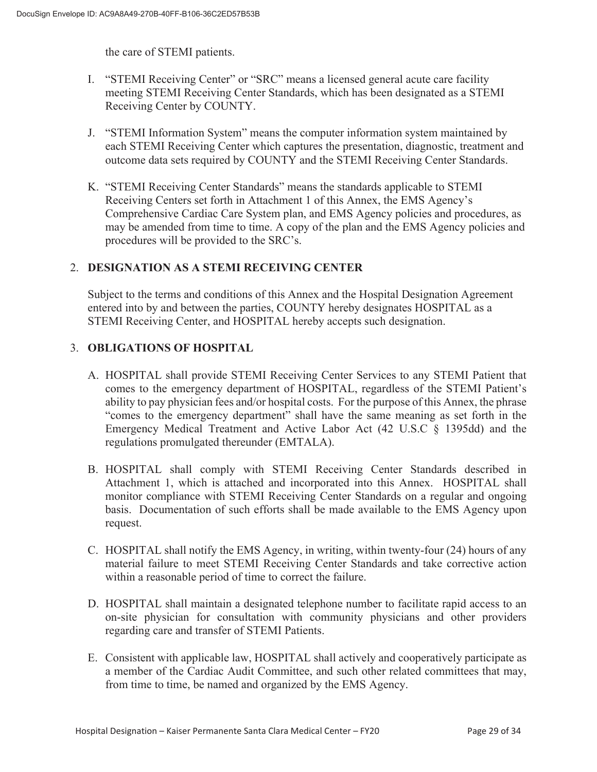the care of STEMI patients.

I. "STEMI Receiving Center" or "SRC" means a licensed general acute care facility meeting STEMI Receiving Center Standards, which has been designated as a STEMI Receiving Center by COUNTY.

J. "STEMI Information System" means the computer information system maintained by each STEMI Receiving Center which captures the presentation, diagnostic, treatment and outcome data sets required by COUNTY and the STEMI Receiving Center Standards.

K. "STEMI Receiving Center Standards" means the standards applicable to STEMI Receiving Centers set forth in Attachment 1 of this Annex, the EMS Agency's Comprehensive Cardiac Care System plan, and EMS Agency policies and procedures, as may be amended from time to time. A copy of the plan and the EMS Agency policies and procedures will be provided to the SRC's.

## 2. DESIGNATION AS A STEMI RECEIVING CENTER

Subject to the terms and conditions of this Annex and the Hospital Designation Agreement entered into by and between the parties, COUNTY hereby designates HOSPITAL as a STEMI Receiving Center, and HOSPITAL hereby accepts such designation.

## 3. OBLIGATIONS OF HOSPITAL

A. HOSPITAL shall provide STEMI Receiving Center Services to any STEMI Patient that comes to the emergency department of HOSPITAL, regardless of the STEMI Patient's ability to pay physician fees and/or hospital costs. For the purpose of this Annex, the phrase "comes to the emergency department" shall have the same meaning as set forth in the Emergency Medical Treatment and Active Labor Act (42 U.S.C § 1395dd) and the regulations promulgated thereunder (EMTALA).

B. HOSPITAL shall comply with STEMI Receiving Center Standards described in Attachment 1, which is attached and incorporated into this Annex. HOSPITAL shall monitor compliance with STEMI Receiving Center Standards on a regular and ongoing basis. Documentation of such efforts shall be made available to the EMS Agency upon request.

C. HOSPITAL shall notify the EMS Agency, in writing, within twenty-four (24) hours of any material failure to meet STEMI Receiving Center Standards and take corrective action within a reasonable period of time to correct the failure.

D. HOSPITAL shall maintain a designated telephone number to facilitate rapid access to an on-site physician for consultation with community physicians and other providers regarding care and transfer of STEMI Patients.

E. Consistent with applicable law, HOSPITAL shall actively and cooperatively participate as a member of the Cardiac Audit Committee, and such other related committees that may, from time to time, be named and organized by the EMS Agency.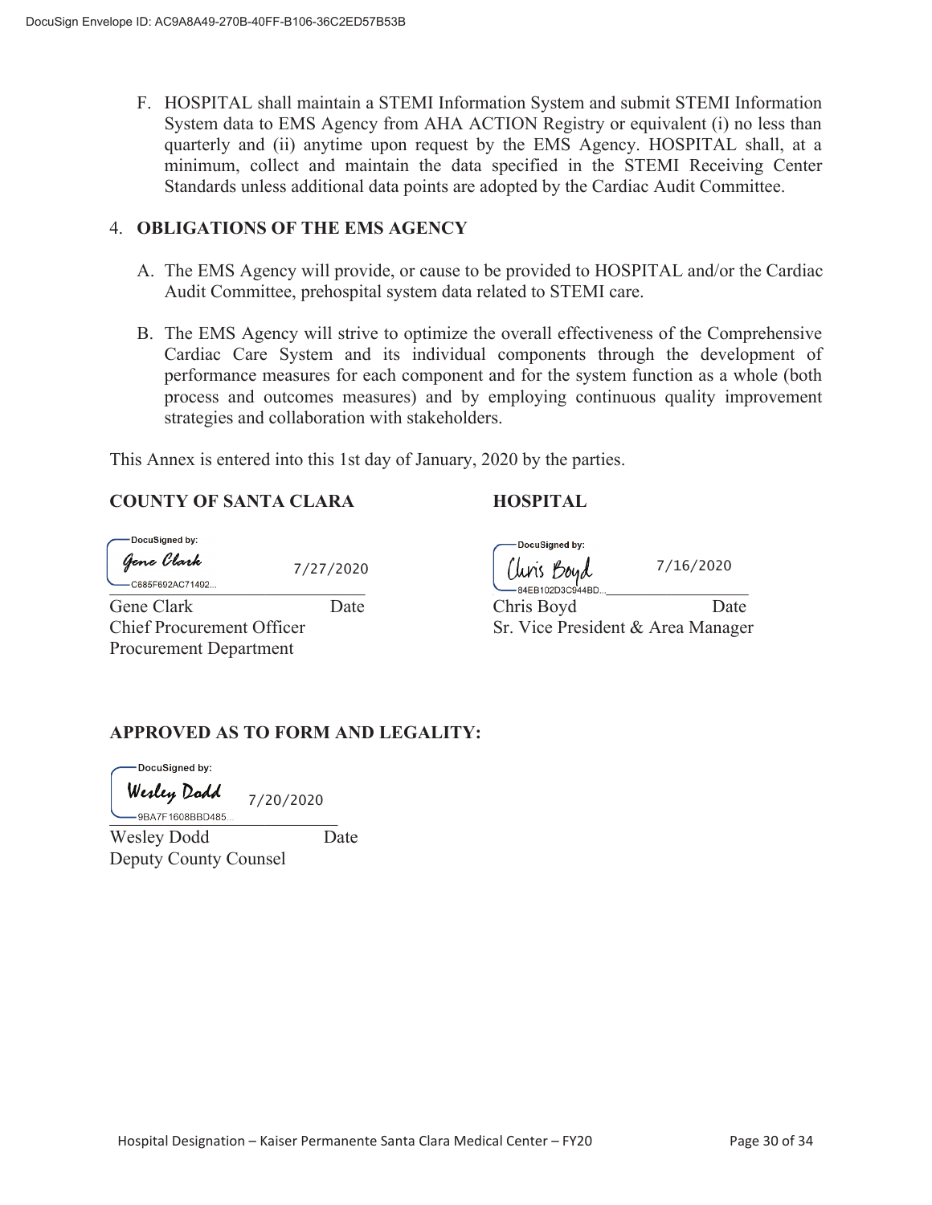F. HOSPITAL shall maintain a STEMI Information System and submit STEMI Information System data to EMS Agency from AHA ACTION Registry or equivalent (i) no less than quarterly and (ii) anytime upon request by the EMS Agency. HOSPITAL shall, at a minimum, collect and maintain the data specified in the STEMI Receiving Center Standards unless additional data points are adopted by the Cardiac Audit Committee.

4. **OBLIGATIONS OF THE EMS AGENCY**

   A. The EMS Agency will provide, or cause to be provided to HOSPITAL and/or the Cardiac Audit Committee, prehospital system data related to STEMI care.

   B. The EMS Agency will strive to optimize the overall effectiveness of the Comprehensive Cardiac Care System and its individual components through the development of performance measures for each component and for the system function as a whole (both process and outcomes measures) and by employing continuous quality improvement strategies and collaboration with stakeholders.

This Annex is entered into this 1st day of January, 2020 by the parties.

**COUNTY OF SANTA CLARA**

DocuSigned by: Gene Clark
C685F692AC71492...
7/27/2020

Gene Clark — Date
Chief Procurement Officer
Procurement Department

**HOSPITAL**

DocuSigned by: Chris Boyd
84EB102D3C944BD...
7/16/2020

Chris Boyd — Date
Sr. Vice President & Area Manager

**APPROVED AS TO FORM AND LEGALITY:**

DocuSigned by: Wesley Dodd
9BA7F1608BBD485...
7/20/2020

Wesley Dodd — Date
Deputy County Counsel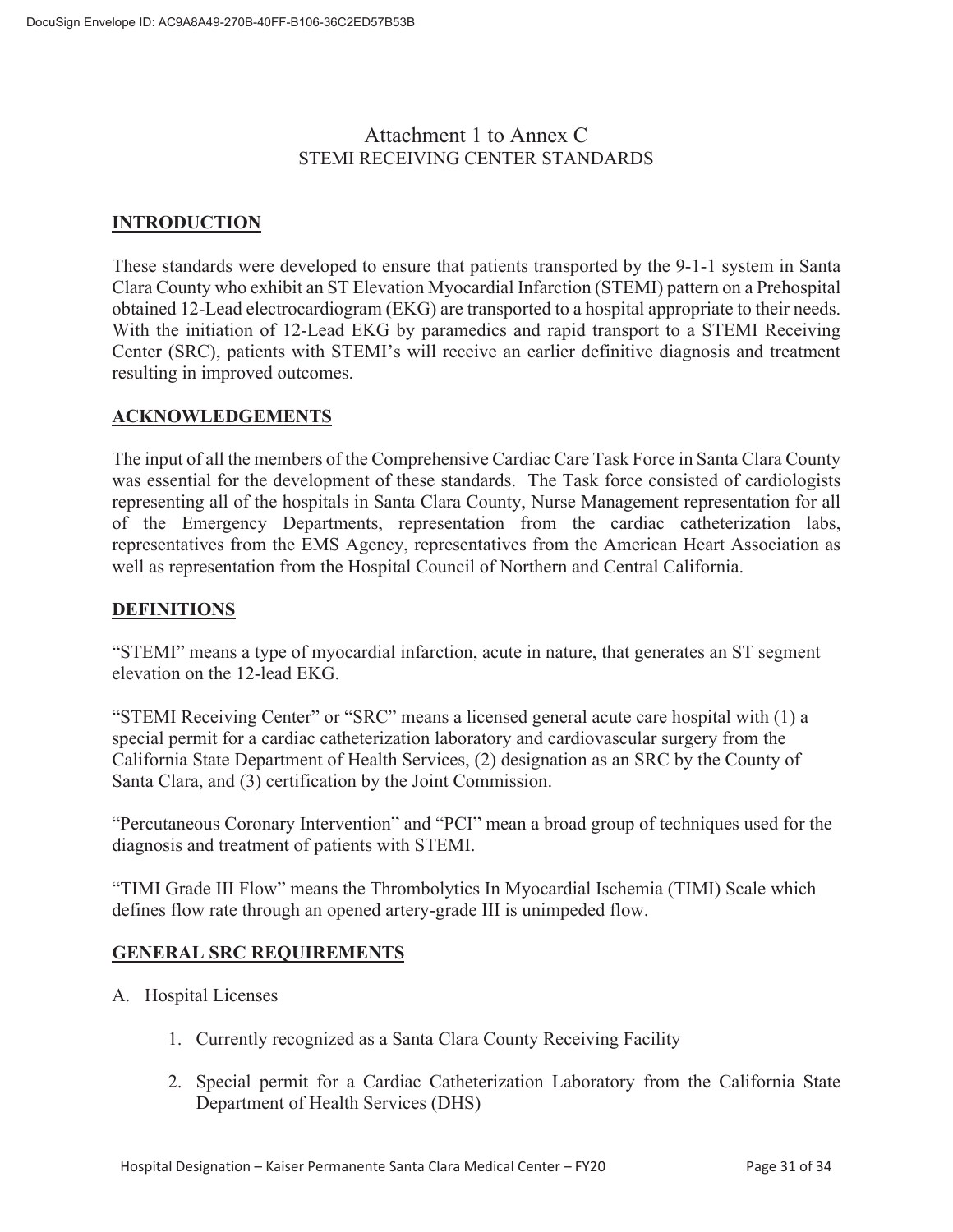# Attachment 1 to Annex C

## STEMI RECEIVING CENTER STANDARDS

## INTRODUCTION

These standards were developed to ensure that patients transported by the 9-1-1 system in Santa Clara County who exhibit an ST Elevation Myocardial Infarction (STEMI) pattern on a Prehospital obtained 12-Lead electrocardiogram (EKG) are transported to a hospital appropriate to their needs. With the initiation of 12-Lead EKG by paramedics and rapid transport to a STEMI Receiving Center (SRC), patients with STEMI's will receive an earlier definitive diagnosis and treatment resulting in improved outcomes.

## ACKNOWLEDGEMENTS

The input of all the members of the Comprehensive Cardiac Care Task Force in Santa Clara County was essential for the development of these standards. The Task force consisted of cardiologists representing all of the hospitals in Santa Clara County, Nurse Management representation for all of the Emergency Departments, representation from the cardiac catheterization labs, representatives from the EMS Agency, representatives from the American Heart Association as well as representation from the Hospital Council of Northern and Central California.

## DEFINITIONS

"STEMI" means a type of myocardial infarction, acute in nature, that generates an ST segment elevation on the 12-lead EKG.

"STEMI Receiving Center" or "SRC" means a licensed general acute care hospital with (1) a special permit for a cardiac catheterization laboratory and cardiovascular surgery from the California State Department of Health Services, (2) designation as an SRC by the County of Santa Clara, and (3) certification by the Joint Commission.

"Percutaneous Coronary Intervention" and "PCI" mean a broad group of techniques used for the diagnosis and treatment of patients with STEMI.

"TIMI Grade III Flow" means the Thrombolytics In Myocardial Ischemia (TIMI) Scale which defines flow rate through an opened artery-grade III is unimpeded flow.

## GENERAL SRC REQUIREMENTS

A. Hospital Licenses

1. Currently recognized as a Santa Clara County Receiving Facility

2. Special permit for a Cardiac Catheterization Laboratory from the California State Department of Health Services (DHS)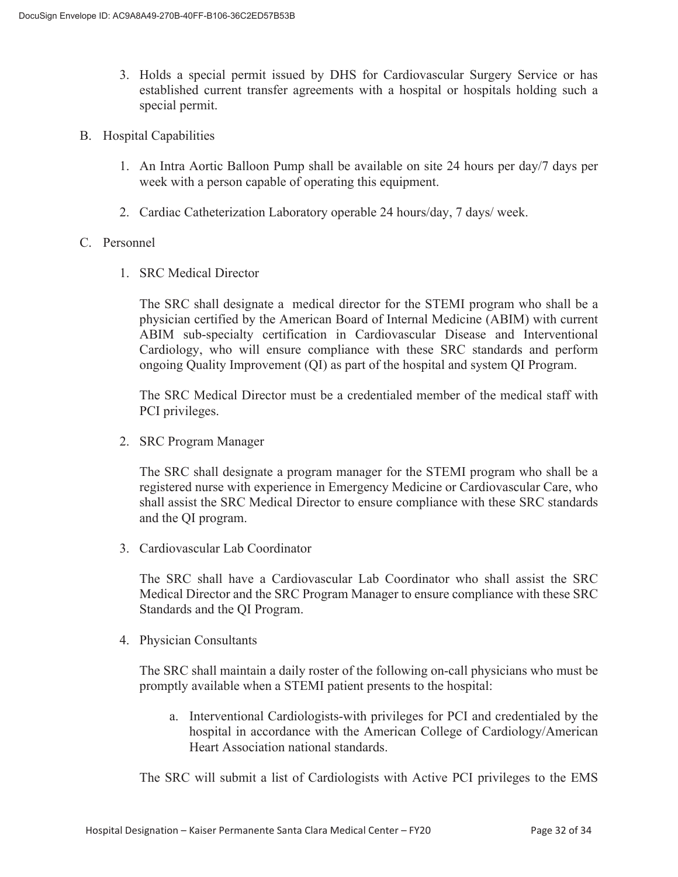3. Holds a special permit issued by DHS for Cardiovascular Surgery Service or has established current transfer agreements with a hospital or hospitals holding such a special permit.

B. Hospital Capabilities

1. An Intra Aortic Balloon Pump shall be available on site 24 hours per day/7 days per week with a person capable of operating this equipment.

2. Cardiac Catheterization Laboratory operable 24 hours/day, 7 days/ week.

C. Personnel

1. SRC Medical Director

   The SRC shall designate a medical director for the STEMI program who shall be a physician certified by the American Board of Internal Medicine (ABIM) with current ABIM sub-specialty certification in Cardiovascular Disease and Interventional Cardiology, who will ensure compliance with these SRC standards and perform ongoing Quality Improvement (QI) as part of the hospital and system QI Program.

   The SRC Medical Director must be a credentialed member of the medical staff with PCI privileges.

2. SRC Program Manager

   The SRC shall designate a program manager for the STEMI program who shall be a registered nurse with experience in Emergency Medicine or Cardiovascular Care, who shall assist the SRC Medical Director to ensure compliance with these SRC standards and the QI program.

3. Cardiovascular Lab Coordinator

   The SRC shall have a Cardiovascular Lab Coordinator who shall assist the SRC Medical Director and the SRC Program Manager to ensure compliance with these SRC Standards and the QI Program.

4. Physician Consultants

   The SRC shall maintain a daily roster of the following on-call physicians who must be promptly available when a STEMI patient presents to the hospital:

   a. Interventional Cardiologists-with privileges for PCI and credentialed by the hospital in accordance with the American College of Cardiology/American Heart Association national standards.

   The SRC will submit a list of Cardiologists with Active PCI privileges to the EMS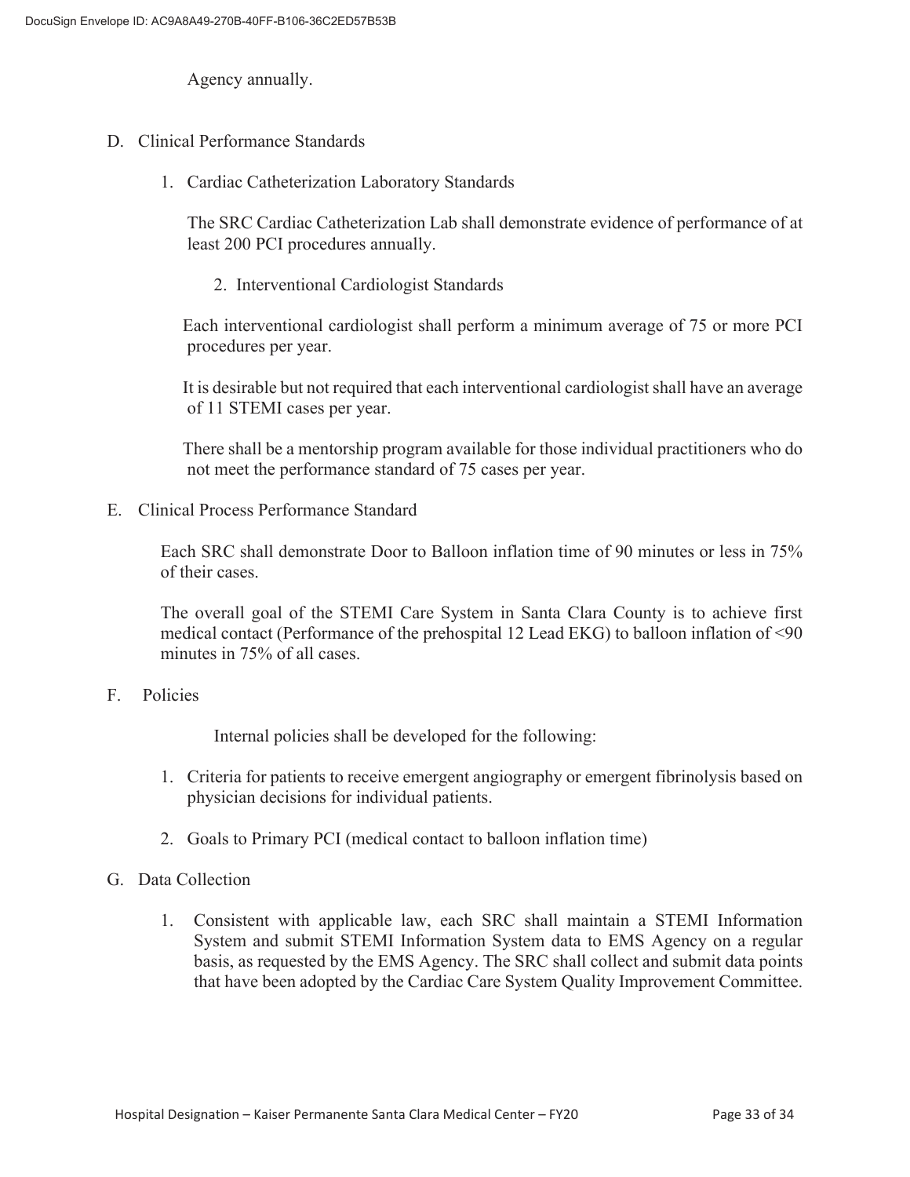Agency annually.

D. Clinical Performance Standards

1. Cardiac Catheterization Laboratory Standards

   The SRC Cardiac Catheterization Lab shall demonstrate evidence of performance of at least 200 PCI procedures annually.

2. Interventional Cardiologist Standards

   Each interventional cardiologist shall perform a minimum average of 75 or more PCI procedures per year.

   It is desirable but not required that each interventional cardiologist shall have an average of 11 STEMI cases per year.

   There shall be a mentorship program available for those individual practitioners who do not meet the performance standard of 75 cases per year.

E. Clinical Process Performance Standard

Each SRC shall demonstrate Door to Balloon inflation time of 90 minutes or less in 75% of their cases.

The overall goal of the STEMI Care System in Santa Clara County is to achieve first medical contact (Performance of the prehospital 12 Lead EKG) to balloon inflation of <90 minutes in 75% of all cases.

F. Policies

Internal policies shall be developed for the following:

1. Criteria for patients to receive emergent angiography or emergent fibrinolysis based on physician decisions for individual patients.
2. Goals to Primary PCI (medical contact to balloon inflation time)

G. Data Collection

1. Consistent with applicable law, each SRC shall maintain a STEMI Information System and submit STEMI Information System data to EMS Agency on a regular basis, as requested by the EMS Agency. The SRC shall collect and submit data points that have been adopted by the Cardiac Care System Quality Improvement Committee.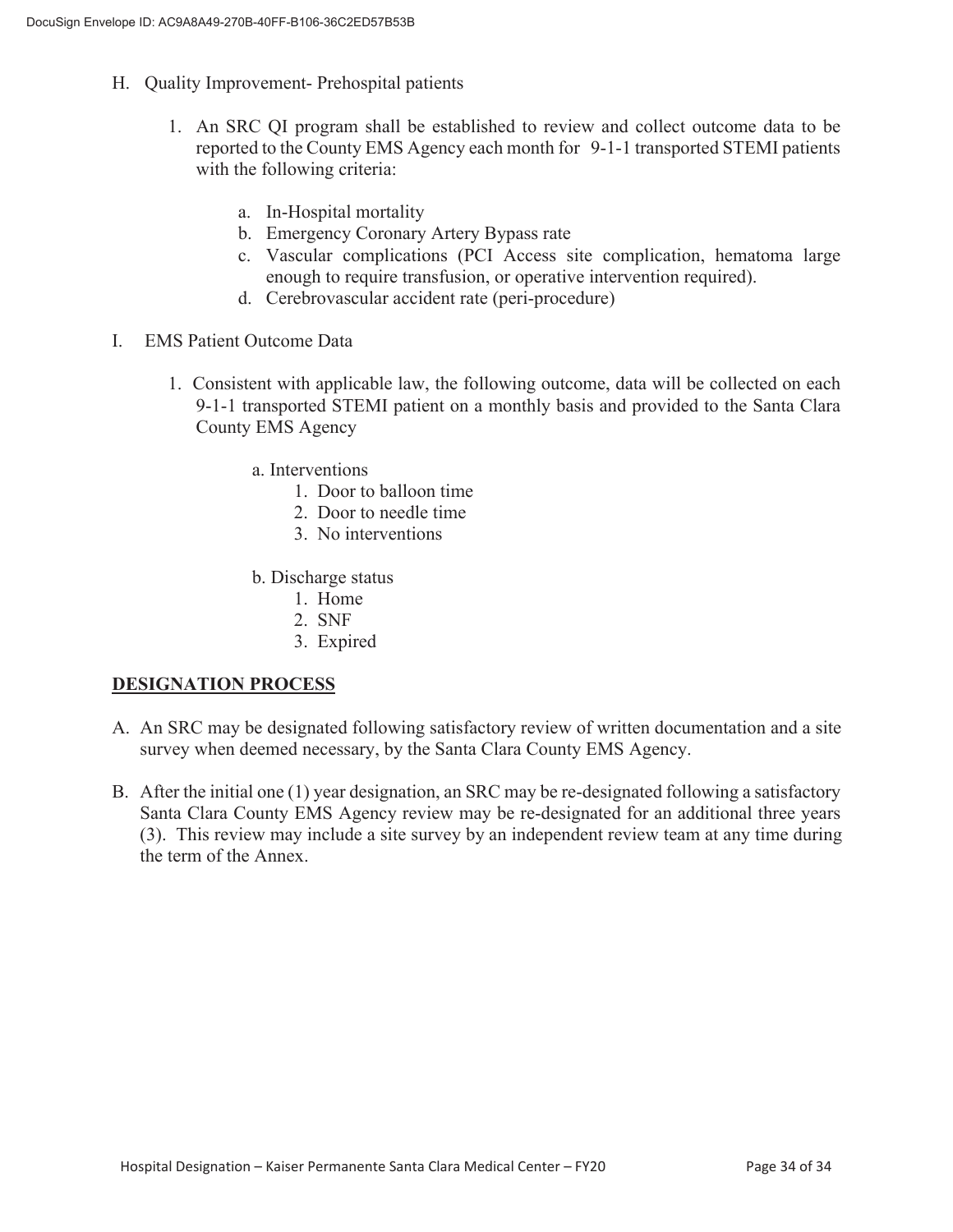H. Quality Improvement- Prehospital patients

1. An SRC QI program shall be established to review and collect outcome data to be reported to the County EMS Agency each month for 9-1-1 transported STEMI patients with the following criteria:

    a. In-Hospital mortality
    b. Emergency Coronary Artery Bypass rate
    c. Vascular complications (PCI Access site complication, hematoma large enough to require transfusion, or operative intervention required).
    d. Cerebrovascular accident rate (peri-procedure)

I. EMS Patient Outcome Data

1. Consistent with applicable law, the following outcome, data will be collected on each 9-1-1 transported STEMI patient on a monthly basis and provided to the Santa Clara County EMS Agency

    a. Interventions
        1. Door to balloon time
        2. Door to needle time
        3. No interventions

    b. Discharge status
        1. Home
        2. SNF
        3. Expired

## DESIGNATION PROCESS

A. An SRC may be designated following satisfactory review of written documentation and a site survey when deemed necessary, by the Santa Clara County EMS Agency.

B. After the initial one (1) year designation, an SRC may be re-designated following a satisfactory Santa Clara County EMS Agency review may be re-designated for an additional three years (3). This review may include a site survey by an independent review team at any time during the term of the Annex.